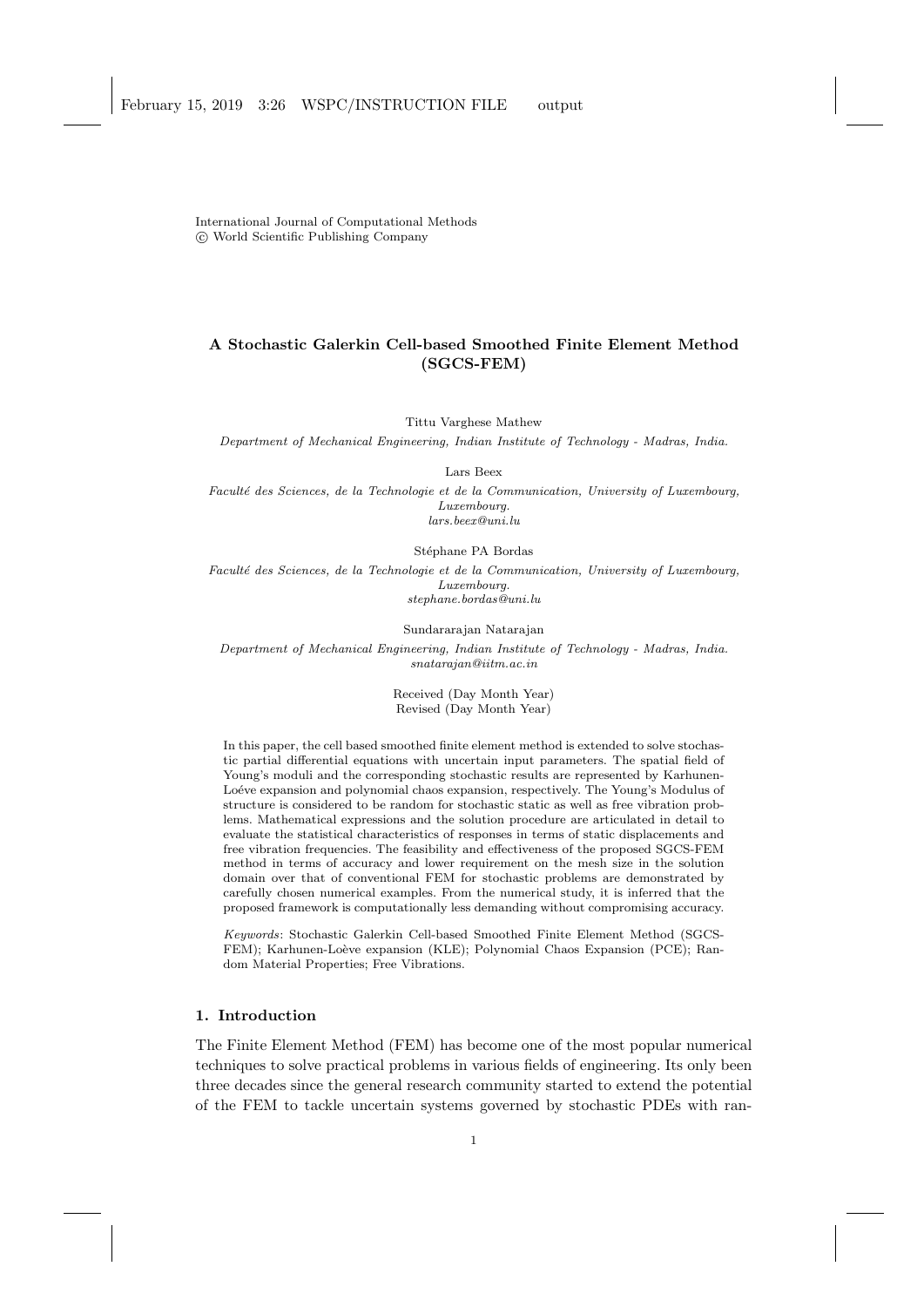International Journal of Computational Methods
© World Scientific Publishing Company

# A Stochastic Galerkin Cell-based Smoothed Finite Element Method (SGCS-FEM)

Tittu Varghese Mathew

*Department of Mechanical Engineering, Indian Institute of Technology - Madras, India.*

Lars Beex

*Faculté des Sciences, de la Technologie et de la Communication, University of Luxembourg, Luxembourg.*
*lars.beex@uni.lu*

Stéphane PA Bordas

*Faculté des Sciences, de la Technologie et de la Communication, University of Luxembourg, Luxembourg.*
*stephane.bordas@uni.lu*

Sundararajan Natarajan

*Department of Mechanical Engineering, Indian Institute of Technology - Madras, India.*
*snatarajan@iitm.ac.in*

Received (Day Month Year)
Revised (Day Month Year)

In this paper, the cell based smoothed finite element method is extended to solve stochastic partial differential equations with uncertain input parameters. The spatial field of Young's moduli and the corresponding stochastic results are represented by Karhunen-Loéve expansion and polynomial chaos expansion, respectively. The Young's Modulus of structure is considered to be random for stochastic static as well as free vibration problems. Mathematical expressions and the solution procedure are articulated in detail to evaluate the statistical characteristics of responses in terms of static displacements and free vibration frequencies. The feasibility and effectiveness of the proposed SGCS-FEM method in terms of accuracy and lower requirement on the mesh size in the solution domain over that of conventional FEM for stochastic problems are demonstrated by carefully chosen numerical examples. From the numerical study, it is inferred that the proposed framework is computationally less demanding without compromising accuracy.

*Keywords*: Stochastic Galerkin Cell-based Smoothed Finite Element Method (SGCS-FEM); Karhunen-Loève expansion (KLE); Polynomial Chaos Expansion (PCE); Random Material Properties; Free Vibrations.

## 1. Introduction

The Finite Element Method (FEM) has become one of the most popular numerical techniques to solve practical problems in various fields of engineering. Its only been three decades since the general research community started to extend the potential of the FEM to tackle uncertain systems governed by stochastic PDEs with ran-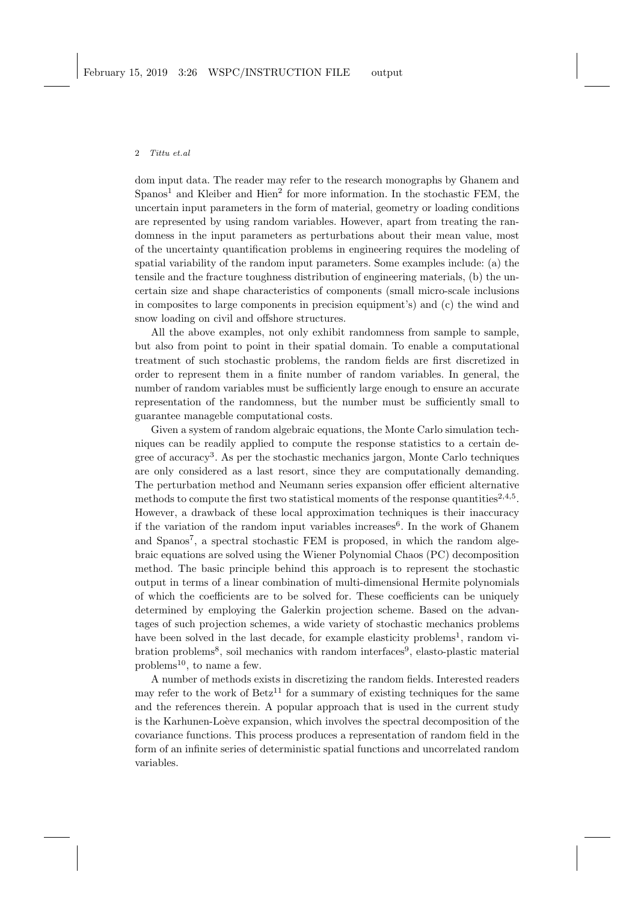dom input data. The reader may refer to the research monographs by Ghanem and Spanos[1] and Kleiber and Hien[2] for more information. In the stochastic FEM, the uncertain input parameters in the form of material, geometry or loading conditions are represented by using random variables. However, apart from treating the randomness in the input parameters as perturbations about their mean value, most of the uncertainty quantification problems in engineering requires the modeling of spatial variability of the random input parameters. Some examples include: (a) the tensile and the fracture toughness distribution of engineering materials, (b) the uncertain size and shape characteristics of components (small micro-scale inclusions in composites to large components in precision equipment's) and (c) the wind and snow loading on civil and offshore structures.

All the above examples, not only exhibit randomness from sample to sample, but also from point to point in their spatial domain. To enable a computational treatment of such stochastic problems, the random fields are first discretized in order to represent them in a finite number of random variables. In general, the number of random variables must be sufficiently large enough to ensure an accurate representation of the randomness, but the number must be sufficiently small to guarantee manageble computational costs.

Given a system of random algebraic equations, the Monte Carlo simulation techniques can be readily applied to compute the response statistics to a certain degree of accuracy[3]. As per the stochastic mechanics jargon, Monte Carlo techniques are only considered as a last resort, since they are computationally demanding. The perturbation method and Neumann series expansion offer efficient alternative methods to compute the first two statistical moments of the response quantities[2,4,5]. However, a drawback of these local approximation techniques is their inaccuracy if the variation of the random input variables increases[6]. In the work of Ghanem and Spanos[7], a spectral stochastic FEM is proposed, in which the random algebraic equations are solved using the Wiener Polynomial Chaos (PC) decomposition method. The basic principle behind this approach is to represent the stochastic output in terms of a linear combination of multi-dimensional Hermite polynomials of which the coefficients are to be solved for. These coefficients can be uniquely determined by employing the Galerkin projection scheme. Based on the advantages of such projection schemes, a wide variety of stochastic mechanics problems have been solved in the last decade, for example elasticity problems[1], random vibration problems[8], soil mechanics with random interfaces[9], elasto-plastic material problems[10], to name a few.

A number of methods exists in discretizing the random fields. Interested readers may refer to the work of Betz[11] for a summary of existing techniques for the same and the references therein. A popular approach that is used in the current study is the Karhunen-Loève expansion, which involves the spectral decomposition of the covariance functions. This process produces a representation of random field in the form of an infinite series of deterministic spatial functions and uncorrelated random variables.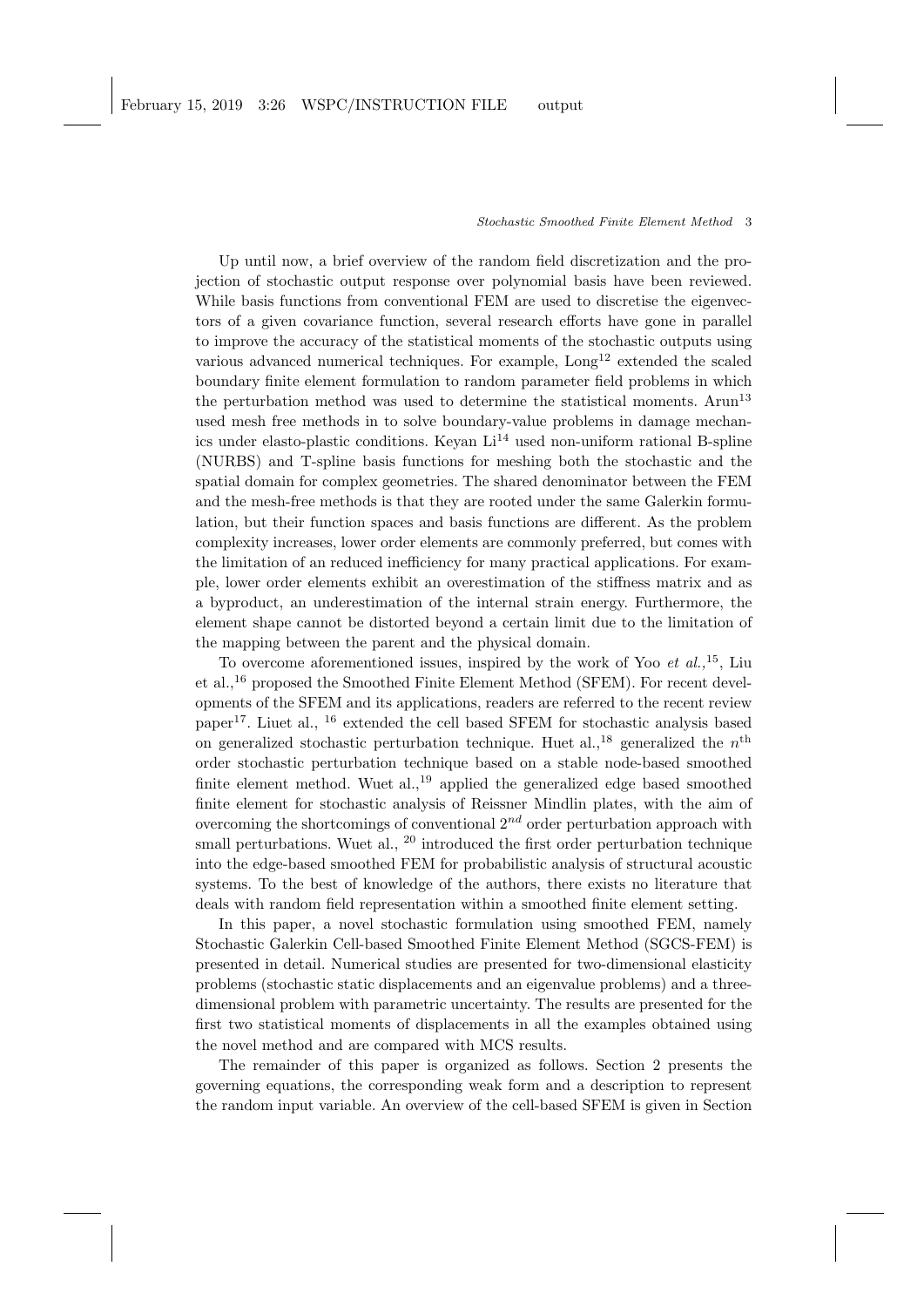Up until now, a brief overview of the random field discretization and the projection of stochastic output response over polynomial basis have been reviewed. While basis functions from conventional FEM are used to discretise the eigenvectors of a given covariance function, several research efforts have gone in parallel to improve the accuracy of the statistical moments of the stochastic outputs using various advanced numerical techniques. For example, Long[12] extended the scaled boundary finite element formulation to random parameter field problems in which the perturbation method was used to determine the statistical moments. Arun[13] used mesh free methods in to solve boundary-value problems in damage mechanics under elasto-plastic conditions. Keyan Li[14] used non-uniform rational B-spline (NURBS) and T-spline basis functions for meshing both the stochastic and the spatial domain for complex geometries. The shared denominator between the FEM and the mesh-free methods is that they are rooted under the same Galerkin formulation, but their function spaces and basis functions are different. As the problem complexity increases, lower order elements are commonly preferred, but comes with the limitation of an reduced inefficiency for many practical applications. For example, lower order elements exhibit an overestimation of the stiffness matrix and as a byproduct, an underestimation of the internal strain energy. Furthermore, the element shape cannot be distorted beyond a certain limit due to the limitation of the mapping between the parent and the physical domain.

To overcome aforementioned issues, inspired by the work of Yoo *et al.*,[15], Liu et al.,[16] proposed the Smoothed Finite Element Method (SFEM). For recent developments of the SFEM and its applications, readers are referred to the recent review paper[17]. Liuet al., [16] extended the cell based SFEM for stochastic analysis based on generalized stochastic perturbation technique. Huet al.,[18] generalized the $n^{\text{th}}$ order stochastic perturbation technique based on a stable node-based smoothed finite element method. Wuet al.,[19] applied the generalized edge based smoothed finite element for stochastic analysis of Reissner Mindlin plates, with the aim of overcoming the shortcomings of conventional $2^{nd}$ order perturbation approach with small perturbations. Wuet al., [20] introduced the first order perturbation technique into the edge-based smoothed FEM for probabilistic analysis of structural acoustic systems. To the best of knowledge of the authors, there exists no literature that deals with random field representation within a smoothed finite element setting.

In this paper, a novel stochastic formulation using smoothed FEM, namely Stochastic Galerkin Cell-based Smoothed Finite Element Method (SGCS-FEM) is presented in detail. Numerical studies are presented for two-dimensional elasticity problems (stochastic static displacements and an eigenvalue problems) and a three-dimensional problem with parametric uncertainty. The results are presented for the first two statistical moments of displacements in all the examples obtained using the novel method and are compared with MCS results.

The remainder of this paper is organized as follows. Section 2 presents the governing equations, the corresponding weak form and a description to represent the random input variable. An overview of the cell-based SFEM is given in Section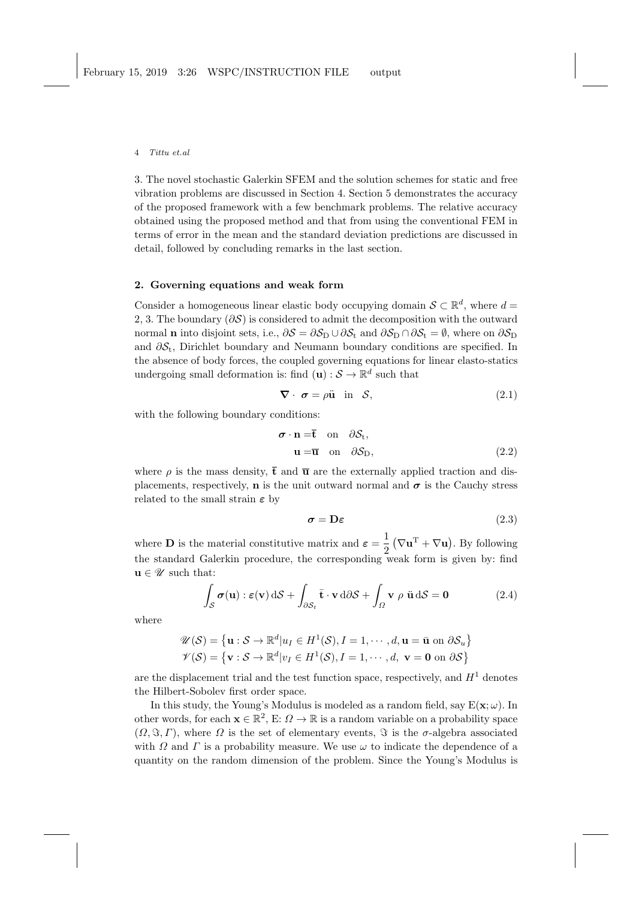3. The novel stochastic Galerkin SFEM and the solution schemes for static and free vibration problems are discussed in Section 4. Section 5 demonstrates the accuracy of the proposed framework with a few benchmark problems. The relative accuracy obtained using the proposed method and that from using the conventional FEM in terms of error in the mean and the standard deviation predictions are discussed in detail, followed by concluding remarks in the last section.

## 2. Governing equations and weak form

Consider a homogeneous linear elastic body occupying domain $\mathcal{S} \subset \mathbb{R}^d$, where $d = 2, 3$. The boundary ($\partial\mathcal{S}$) is considered to admit the decomposition with the outward normal $\mathbf{n}$ into disjoint sets, i.e., $\partial\mathcal{S} = \partial\mathcal{S}_{\mathrm{D}} \cup \partial\mathcal{S}_{\mathrm{t}}$ and $\partial\mathcal{S}_{\mathrm{D}} \cap \partial\mathcal{S}_{\mathrm{t}} = \emptyset$, where on $\partial\mathcal{S}_{\mathrm{D}}$ and $\partial\mathcal{S}_{\mathrm{t}}$, Dirichlet boundary and Neumann boundary conditions are specified. In the absence of body forces, the coupled governing equations for linear elasto-statics undergoing small deformation is: find $(\mathbf{u}) : \mathcal{S} \rightarrow \mathbb{R}^d$ such that

$$\boldsymbol{\nabla} \cdot \ \boldsymbol{\sigma} = \rho \ddot{\mathbf{u}} \quad \text{in} \quad \mathcal{S}, \tag{2.1}$$

with the following boundary conditions:

$$\begin{aligned} \boldsymbol{\sigma} \cdot \mathbf{n} =& \overline{\mathbf{t}} \quad \text{on} \quad \partial\mathcal{S}_{\mathrm{t}}, \\ \mathbf{u} =& \overline{\mathbf{u}} \quad \text{on} \quad \partial\mathcal{S}_{\mathrm{D}}, \end{aligned} \tag{2.2}$$

where $\rho$ is the mass density, $\overline{\mathbf{t}}$ and $\overline{\mathbf{u}}$ are the externally applied traction and displacements, respectively, $\mathbf{n}$ is the unit outward normal and $\boldsymbol{\sigma}$ is the Cauchy stress related to the small strain $\boldsymbol{\varepsilon}$ by

$$\boldsymbol{\sigma} = \mathbf{D}\boldsymbol{\varepsilon} \tag{2.3}$$

where $\mathbf{D}$ is the material constitutive matrix and $\boldsymbol{\varepsilon} = \dfrac{1}{2}\left(\nabla \mathbf{u}^{\mathrm{T}} + \nabla \mathbf{u}\right)$. By following the standard Galerkin procedure, the corresponding weak form is given by: find $\mathbf{u} \in \mathscr{U}$ such that:

$$\int_{\mathcal{S}} \boldsymbol{\sigma}(\mathbf{u}) : \boldsymbol{\varepsilon}(\mathbf{v}) \, \mathrm{d}\mathcal{S} + \int_{\partial\mathcal{S}_t} \bar{\mathbf{t}} \cdot \mathbf{v} \, \mathrm{d}\partial\mathcal{S} + \int_{\Omega} \mathbf{v} \ \rho \ \ddot{\mathbf{u}} \, \mathrm{d}\mathcal{S} = \mathbf{0} \tag{2.4}$$

where

$$\begin{aligned} \mathscr{U}(\mathcal{S}) &= \left\{ \mathbf{u} : \mathcal{S} \rightarrow \mathbb{R}^d | u_I \in H^1(\mathcal{S}), I = 1, \cdots, d, \mathbf{u} = \bar{\mathbf{u}} \text{ on } \partial\mathcal{S}_u \right\} \\ \mathscr{V}(\mathcal{S}) &= \left\{ \mathbf{v} : \mathcal{S} \rightarrow \mathbb{R}^d | v_I \in H^1(\mathcal{S}), I = 1, \cdots, d, \ \mathbf{v} = \mathbf{0} \text{ on } \partial\mathcal{S} \right\} \end{aligned}$$

are the displacement trial and the test function space, respectively, and $H^1$ denotes the Hilbert-Sobolev first order space.

In this study, the Young's Modulus is modeled as a random field, say $\mathrm{E}(\mathbf{x}; \omega)$. In other words, for each $\mathbf{x} \in \mathbb{R}^2$, E: $\Omega \rightarrow \mathbb{R}$ is a random variable on a probability space $(\Omega, \Im, \Gamma)$, where $\Omega$ is the set of elementary events, $\Im$ is the $\sigma$-algebra associated with $\Omega$ and $\Gamma$ is a probability measure. We use $\omega$ to indicate the dependence of a quantity on the random dimension of the problem. Since the Young's Modulus is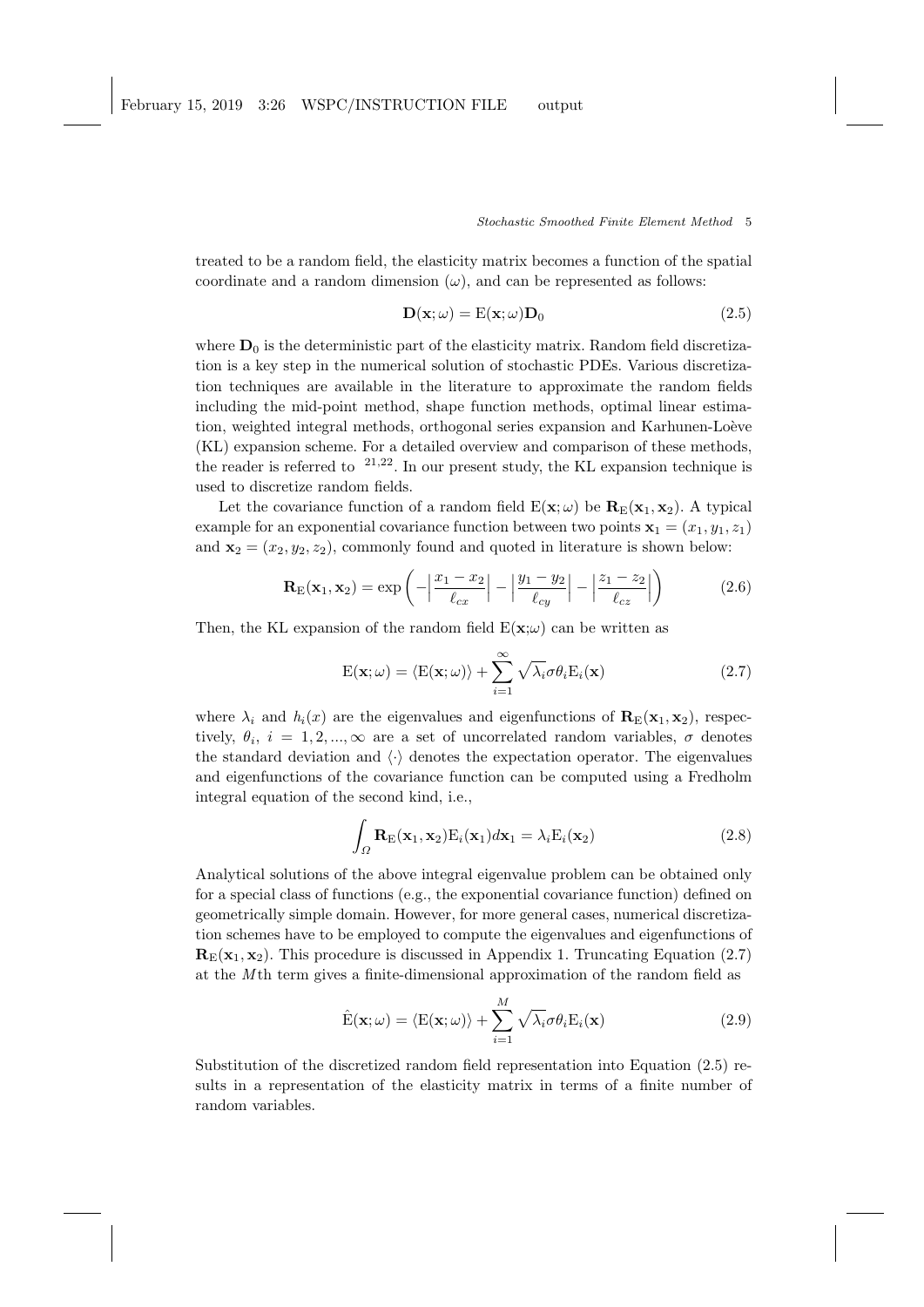treated to be a random field, the elasticity matrix becomes a function of the spatial coordinate and a random dimension ($\omega$), and can be represented as follows:

$$\mathbf{D}(\mathbf{x};\omega) = \mathrm{E}(\mathbf{x};\omega)\mathbf{D}_0 \tag{2.5}$$

where $\mathbf{D}_0$ is the deterministic part of the elasticity matrix. Random field discretization is a key step in the numerical solution of stochastic PDEs. Various discretization techniques are available in the literature to approximate the random fields including the mid-point method, shape function methods, optimal linear estimation, weighted integral methods, orthogonal series expansion and Karhunen-Loève (KL) expansion scheme. For a detailed overview and comparison of these methods, the reader is referred to [21,22]. In our present study, the KL expansion technique is used to discretize random fields.

Let the covariance function of a random field $\mathrm{E}(\mathbf{x};\omega)$ be $\mathbf{R}_{\mathrm{E}}(\mathbf{x}_1,\mathbf{x}_2)$. A typical example for an exponential covariance function between two points $\mathbf{x}_1 = (x_1, y_1, z_1)$ and $\mathbf{x}_2 = (x_2, y_2, z_2)$, commonly found and quoted in literature is shown below:

$$\mathbf{R}_{\mathrm{E}}(\mathbf{x}_1,\mathbf{x}_2) = \exp\left(-\Big|\frac{x_1 - x_2}{\ell_{cx}}\Big| - \Big|\frac{y_1 - y_2}{\ell_{cy}}\Big| - \Big|\frac{z_1 - z_2}{\ell_{cz}}\Big|\right) \tag{2.6}$$

Then, the KL expansion of the random field $\mathrm{E}(\mathbf{x};\omega)$ can be written as

$$\mathrm{E}(\mathbf{x};\omega) = \langle \mathrm{E}(\mathbf{x};\omega)\rangle + \sum_{i=1}^{\infty} \sqrt{\lambda_i}\sigma\theta_i \mathrm{E}_i(\mathbf{x}) \tag{2.7}$$

where $\lambda_i$ and $h_i(x)$ are the eigenvalues and eigenfunctions of $\mathbf{R}_{\mathrm{E}}(\mathbf{x}_1,\mathbf{x}_2)$, respectively, $\theta_i$, $i = 1, 2, ..., \infty$ are a set of uncorrelated random variables, $\sigma$ denotes the standard deviation and $\langle\cdot\rangle$ denotes the expectation operator. The eigenvalues and eigenfunctions of the covariance function can be computed using a Fredholm integral equation of the second kind, i.e.,

$$\int_{\Omega} \mathbf{R}_{\mathrm{E}}(\mathbf{x}_1,\mathbf{x}_2)\mathrm{E}_i(\mathbf{x}_1)d\mathbf{x}_1 = \lambda_i \mathrm{E}_i(\mathbf{x}_2) \tag{2.8}$$

Analytical solutions of the above integral eigenvalue problem can be obtained only for a special class of functions (e.g., the exponential covariance function) defined on geometrically simple domain. However, for more general cases, numerical discretization schemes have to be employed to compute the eigenvalues and eigenfunctions of $\mathbf{R}_{\mathrm{E}}(\mathbf{x}_1,\mathbf{x}_2)$. This procedure is discussed in Appendix 1. Truncating Equation (2.7) at the $M$th term gives a finite-dimensional approximation of the random field as

$$\hat{\mathrm{E}}(\mathbf{x};\omega) = \langle \mathrm{E}(\mathbf{x};\omega)\rangle + \sum_{i=1}^{M} \sqrt{\lambda_i}\sigma\theta_i \mathrm{E}_i(\mathbf{x}) \tag{2.9}$$

Substitution of the discretized random field representation into Equation (2.5) results in a representation of the elasticity matrix in terms of a finite number of random variables.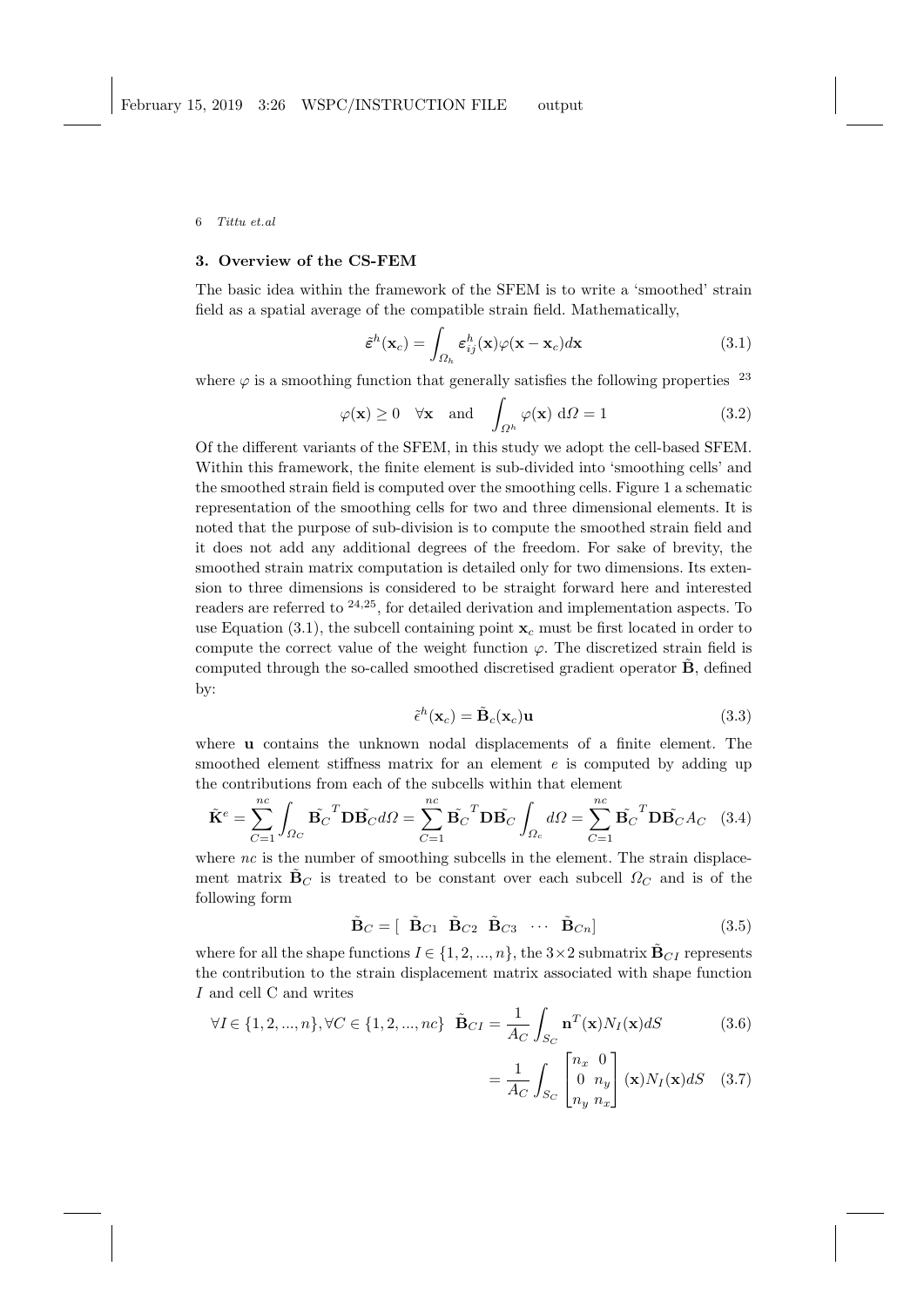## 3. Overview of the CS-FEM

The basic idea within the framework of the SFEM is to write a 'smoothed' strain field as a spatial average of the compatible strain field. Mathematically,

$$\tilde{\varepsilon}^h(\mathbf{x}_c) = \int_{\Omega_h} \varepsilon^h_{ij}(\mathbf{x})\varphi(\mathbf{x} - \mathbf{x}_c)d\mathbf{x} \tag{3.1}$$

where $\varphi$ is a smoothing function that generally satisfies the following properties [23]

$$\varphi(\mathbf{x}) \geq 0 \quad \forall \mathbf{x} \quad \text{and} \quad \int_{\Omega^h} \varphi(\mathbf{x}) \; \mathrm{d}\Omega = 1 \tag{3.2}$$

Of the different variants of the SFEM, in this study we adopt the cell-based SFEM. Within this framework, the finite element is sub-divided into 'smoothing cells' and the smoothed strain field is computed over the smoothing cells. Figure 1 a schematic representation of the smoothing cells for two and three dimensional elements. It is noted that the purpose of sub-division is to compute the smoothed strain field and it does not add any additional degrees of the freedom. For sake of brevity, the smoothed strain matrix computation is detailed only for two dimensions. Its extension to three dimensions is considered to be straight forward here and interested readers are referred to [24,25], for detailed derivation and implementation aspects. To use Equation (3.1), the subcell containing point $\mathbf{x}_c$ must be first located in order to compute the correct value of the weight function $\varphi$. The discretized strain field is computed through the so-called smoothed discretised gradient operator $\tilde{\mathbf{B}}$, defined by:

$$\tilde{\epsilon}^h(\mathbf{x}_c) = \tilde{\mathbf{B}}_c(\mathbf{x}_c)\mathbf{u} \tag{3.3}$$

where $\mathbf{u}$ contains the unknown nodal displacements of a finite element. The smoothed element stiffness matrix for an element $e$ is computed by adding up the contributions from each of the subcells within that element

$$\tilde{\mathbf{K}}^e = \sum_{C=1}^{nc} \int_{\Omega_C} \tilde{\mathbf{B}_C}^T \mathbf{D} \tilde{\mathbf{B}_C} d\Omega = \sum_{C=1}^{nc} \tilde{\mathbf{B}_C}^T \mathbf{D} \tilde{\mathbf{B}_C} \int_{\Omega_c} d\Omega = \sum_{C=1}^{nc} \tilde{\mathbf{B}_C}^T \mathbf{D} \tilde{\mathbf{B}_C} A_C \tag{3.4}$$

where $nc$ is the number of smoothing subcells in the element. The strain displacement matrix $\tilde{\mathbf{B}}_C$ is treated to be constant over each subcell $\Omega_C$ and is of the following form

$$\tilde{\mathbf{B}}_C = [\; \tilde{\mathbf{B}}_{C1} \;\; \tilde{\mathbf{B}}_{C2} \;\; \tilde{\mathbf{B}}_{C3} \;\; \cdots \;\; \tilde{\mathbf{B}}_{Cn}] \tag{3.5}$$

where for all the shape functions $I \in \{1, 2, ..., n\}$, the $3 \times 2$ submatrix $\tilde{\mathbf{B}}_{CI}$ represents the contribution to the strain displacement matrix associated with shape function $I$ and cell C and writes

$$\forall I \in \{1, 2, ..., n\}, \forall C \in \{1, 2, ..., nc\} \;\; \tilde{\mathbf{B}}_{CI} = \frac{1}{A_C} \int_{S_C} \mathbf{n}^T(\mathbf{x}) N_I(\mathbf{x}) dS \tag{3.6}$$

$$= \frac{1}{A_C} \int_{S_C} \begin{bmatrix} n_x & 0 \\ 0 & n_y \\ n_y & n_x \end{bmatrix} (\mathbf{x}) N_I(\mathbf{x}) dS \tag{3.7}$$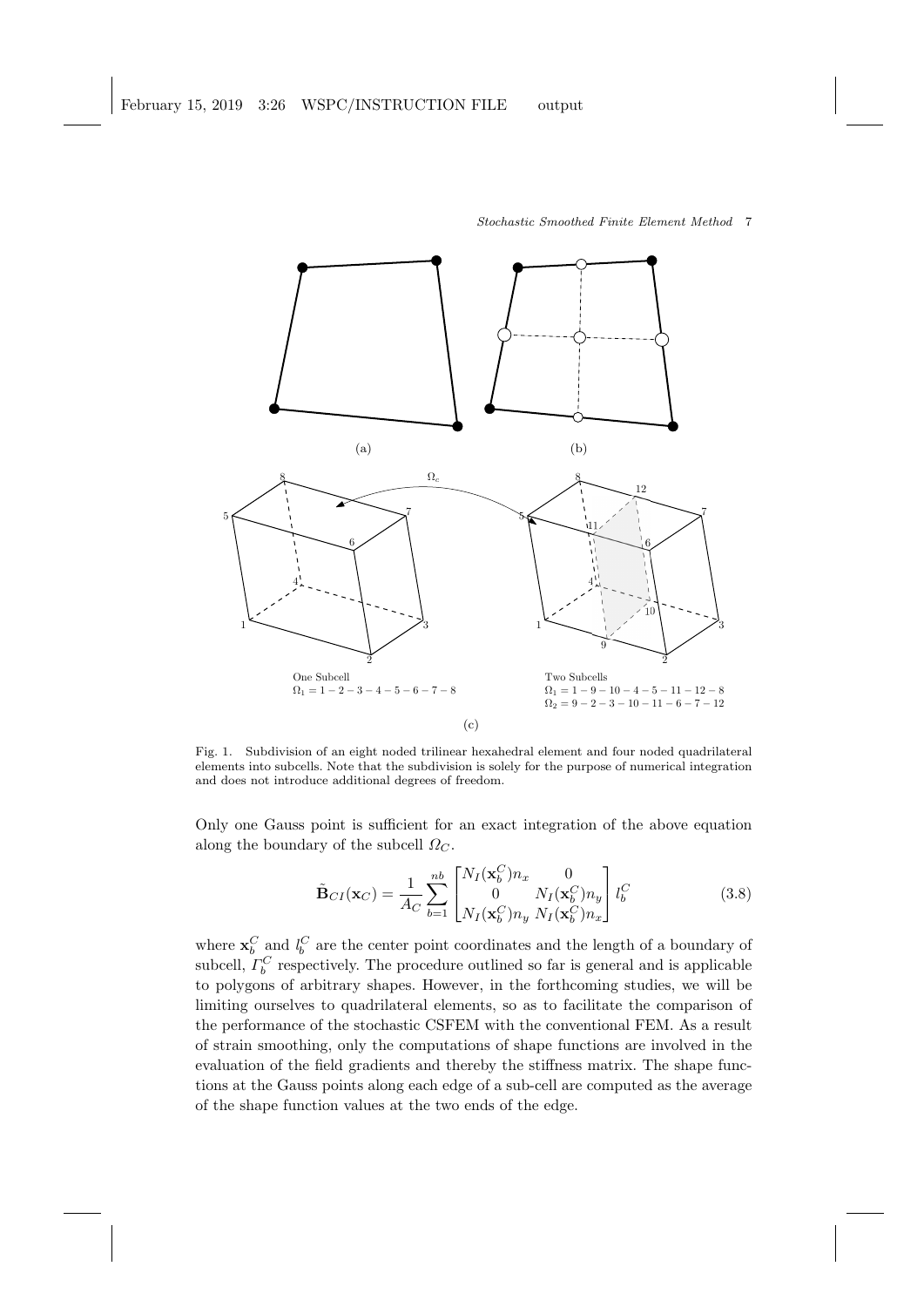Fig. 1. Subdivision of an eight noded trilinear hexahedral element and four noded quadrilateral elements into subcells. Note that the subdivision is solely for the purpose of numerical integration and does not introduce additional degrees of freedom.

Only one Gauss point is sufficient for an exact integration of the above equation along the boundary of the subcell $\Omega_C$.

$$\tilde{\mathbf{B}}_{CI}(\mathbf{x}_C) = \frac{1}{A_C} \sum_{b=1}^{nb} \begin{bmatrix} N_I(\mathbf{x}_b^C) n_x & 0 \\ 0 & N_I(\mathbf{x}_b^C) n_y \\ N_I(\mathbf{x}_b^C) n_y & N_I(\mathbf{x}_b^C) n_x \end{bmatrix} l_b^C \tag{3.8}$$

where $\mathbf{x}_b^C$ and $l_b^C$ are the center point coordinates and the length of a boundary of subcell, $\Gamma_b^C$ respectively. The procedure outlined so far is general and is applicable to polygons of arbitrary shapes. However, in the forthcoming studies, we will be limiting ourselves to quadrilateral elements, so as to facilitate the comparison of the performance of the stochastic CSFEM with the conventional FEM. As a result of strain smoothing, only the computations of shape functions are involved in the evaluation of the field gradients and thereby the stiffness matrix. The shape functions at the Gauss points along each edge of a sub-cell are computed as the average of the shape function values at the two ends of the edge.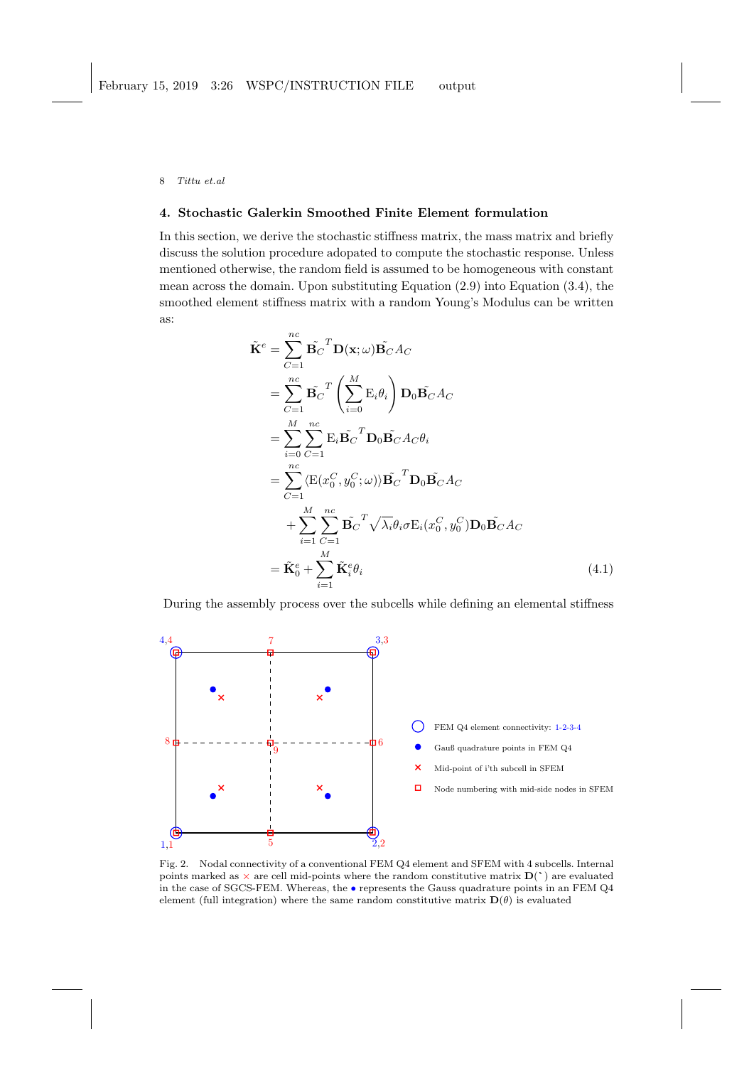## 4. Stochastic Galerkin Smoothed Finite Element formulation

In this section, we derive the stochastic stiffness matrix, the mass matrix and briefly discuss the solution procedure adopated to compute the stochastic response. Unless mentioned otherwise, the random field is assumed to be homogeneous with constant mean across the domain. Upon substituting Equation (2.9) into Equation (3.4), the smoothed element stiffness matrix with a random Young's Modulus can be written as:

$$
\begin{aligned}
\tilde{\mathbf{K}}^e &= \sum_{C=1}^{nc} \tilde{\mathbf{B}_C}^T \mathbf{D}(\mathbf{x};\omega) \tilde{\mathbf{B}_C} A_C \\
&= \sum_{C=1}^{nc} \tilde{\mathbf{B}_C}^T \left( \sum_{i=0}^{M} \mathrm{E}_i \theta_i \right) \mathbf{D}_0 \tilde{\mathbf{B}_C} A_C \\
&= \sum_{i=0}^{M} \sum_{C=1}^{nc} \mathrm{E}_i \tilde{\mathbf{B}_C}^T \mathbf{D}_0 \tilde{\mathbf{B}_C} A_C \theta_i \\
&= \sum_{C=1}^{nc} \langle \mathrm{E}(x_0^C, y_0^C; \omega) \rangle \tilde{\mathbf{B}_C}^T \mathbf{D}_0 \tilde{\mathbf{B}_C} A_C \\
&\quad + \sum_{i=1}^{M} \sum_{C=1}^{nc} \tilde{\mathbf{B}_C}^T \sqrt{\lambda_i} \theta_i \sigma \mathrm{E}_i(x_0^C, y_0^C) \mathbf{D}_0 \tilde{\mathbf{B}_C} A_C \\
&= \tilde{\mathbf{K}}_0^e + \sum_{i=1}^{M} \tilde{\mathbf{K}}_i^e \theta_i
\end{aligned}
\tag{4.1}
$$

During the assembly process over the subcells while defining an elemental stiffness

Fig. 2. Nodal connectivity of a conventional FEM Q4 element and SFEM with 4 subcells. Internal points marked as × are cell mid-points where the random constitutive matrix $\mathbf{D}(\grave{})$ are evaluated in the case of SGCS-FEM. Whereas, the • represents the Gauss quadrature points in an FEM Q4 element (full integration) where the same random constitutive matrix $\mathbf{D}(\theta)$ is evaluated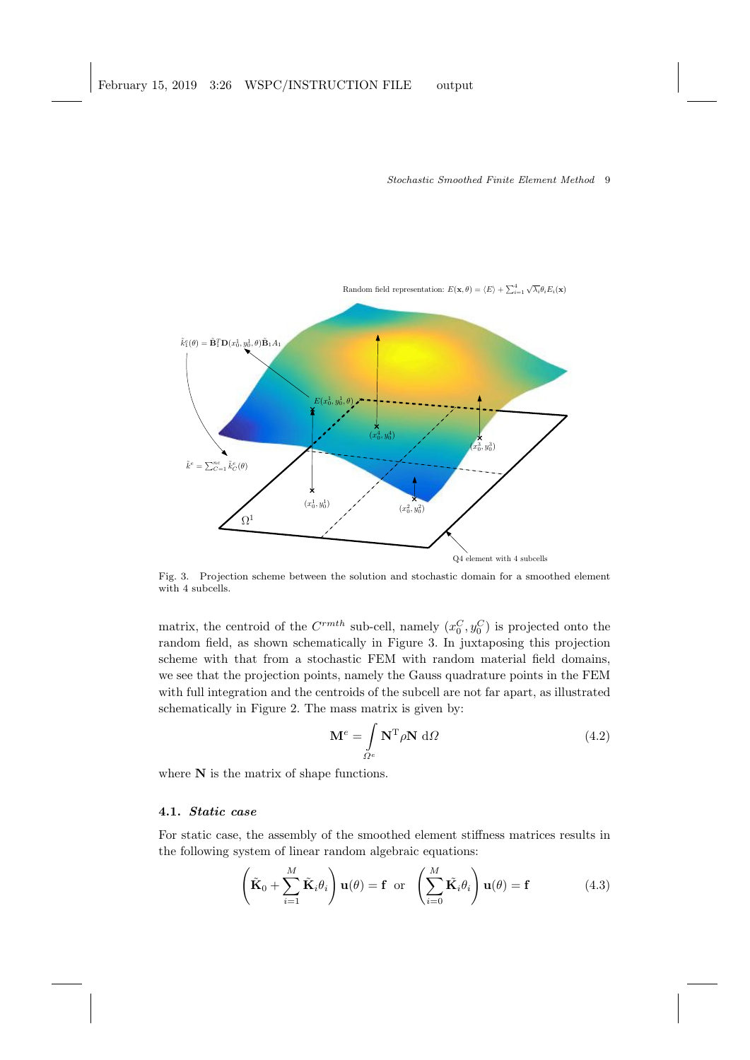Fig. 3. Projection scheme between the solution and stochastic domain for a smoothed element with 4 subcells.

matrix, the centroid of the $C^{rmth}$ sub-cell, namely $(x_0^C, y_0^C)$ is projected onto the random field, as shown schematically in Figure 3. In juxtaposing this projection scheme with that from a stochastic FEM with random material field domains, we see that the projection points, namely the Gauss quadrature points in the FEM with full integration and the centroids of the subcell are not far apart, as illustrated schematically in Figure 2. The mass matrix is given by:

$$\mathbf{M}^e = \int_{\Omega^e} \mathbf{N}^{\mathrm{T}} \rho \mathbf{N} \; \mathrm{d}\Omega \tag{4.2}$$

where $\mathbf{N}$ is the matrix of shape functions.

### 4.1. *Static case*

For static case, the assembly of the smoothed element stiffness matrices results in the following system of linear random algebraic equations:

$$\left( \tilde{\mathbf{K}}_0 + \sum_{i=1}^{M} \tilde{\mathbf{K}}_i \theta_i \right) \mathbf{u}(\theta) = \mathbf{f} \;\; \text{or} \;\; \left( \sum_{i=0}^{M} \tilde{\mathbf{K}}_i \theta_i \right) \mathbf{u}(\theta) = \mathbf{f} \tag{4.3}$$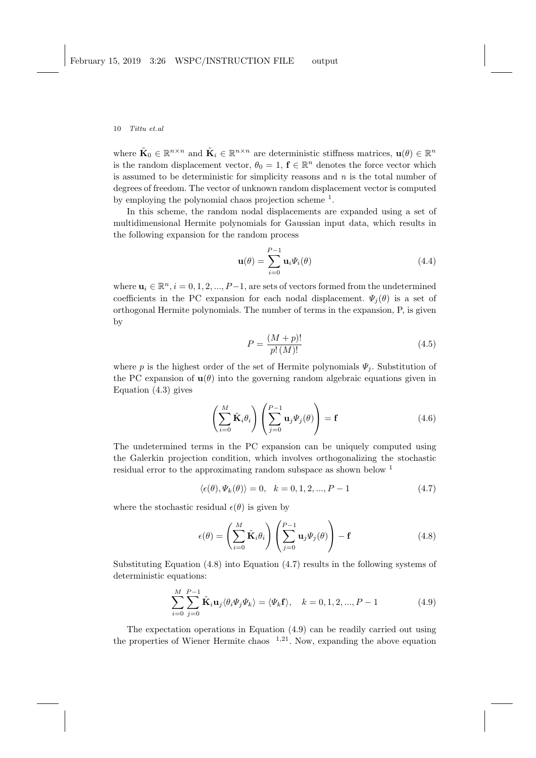where $\tilde{\mathbf{K}}_0 \in \mathbb{R}^{n \times n}$ and $\tilde{\mathbf{K}}_i \in \mathbb{R}^{n \times n}$ are deterministic stiffness matrices, $\mathbf{u}(\theta) \in \mathbb{R}^n$ is the random displacement vector, $\theta_0 = 1$, $\mathbf{f} \in \mathbb{R}^n$ denotes the force vector which is assumed to be deterministic for simplicity reasons and $n$ is the total number of degrees of freedom. The vector of unknown random displacement vector is computed by employing the polynomial chaos projection scheme [1].

In this scheme, the random nodal displacements are expanded using a set of multidimensional Hermite polynomials for Gaussian input data, which results in the following expansion for the random process

$$\mathbf{u}(\theta) = \sum_{i=0}^{P-1} \mathbf{u}_i \Psi_i(\theta) \tag{4.4}$$

where $\mathbf{u}_i \in \mathbb{R}^n, i = 0, 1, 2, ..., P-1$, are sets of vectors formed from the undetermined coefficients in the PC expansion for each nodal displacement. $\Psi_j(\theta)$ is a set of orthogonal Hermite polynomials. The number of terms in the expansion, P, is given by

$$P = \frac{(M+p)!}{p!\,(M)!} \tag{4.5}$$

where $p$ is the highest order of the set of Hermite polynomials $\Psi_j$. Substitution of the PC expansion of $\mathbf{u}(\theta)$ into the governing random algebraic equations given in Equation (4.3) gives

$$\left( \sum_{i=0}^{M} \tilde{\mathbf{K}}_i \theta_i \right) \left( \sum_{j=0}^{P-1} \mathbf{u}_j \Psi_j(\theta) \right) = \mathbf{f} \tag{4.6}$$

The undetermined terms in the PC expansion can be uniquely computed using the Galerkin projection condition, which involves orthogonalizing the stochastic residual error to the approximating random subspace as shown below [1]

$$\langle \epsilon(\theta), \Psi_k(\theta) \rangle = 0, \quad k = 0, 1, 2, ..., P-1 \tag{4.7}$$

where the stochastic residual $\epsilon(\theta)$ is given by

$$\epsilon(\theta) = \left( \sum_{i=0}^{M} \tilde{\mathbf{K}}_i \theta_i \right) \left( \sum_{j=0}^{P-1} \mathbf{u}_j \Psi_j(\theta) \right) - \mathbf{f} \tag{4.8}$$

Substituting Equation (4.8) into Equation (4.7) results in the following systems of deterministic equations:

$$\sum_{i=0}^{M} \sum_{j=0}^{P-1} \tilde{\mathbf{K}}_i \mathbf{u}_j \langle \theta_i \Psi_j \Psi_k \rangle = \langle \Psi_k \mathbf{f} \rangle, \quad k = 0, 1, 2, ..., P-1 \tag{4.9}$$

The expectation operations in Equation (4.9) can be readily carried out using the properties of Wiener Hermite chaos [1,21]. Now, expanding the above equation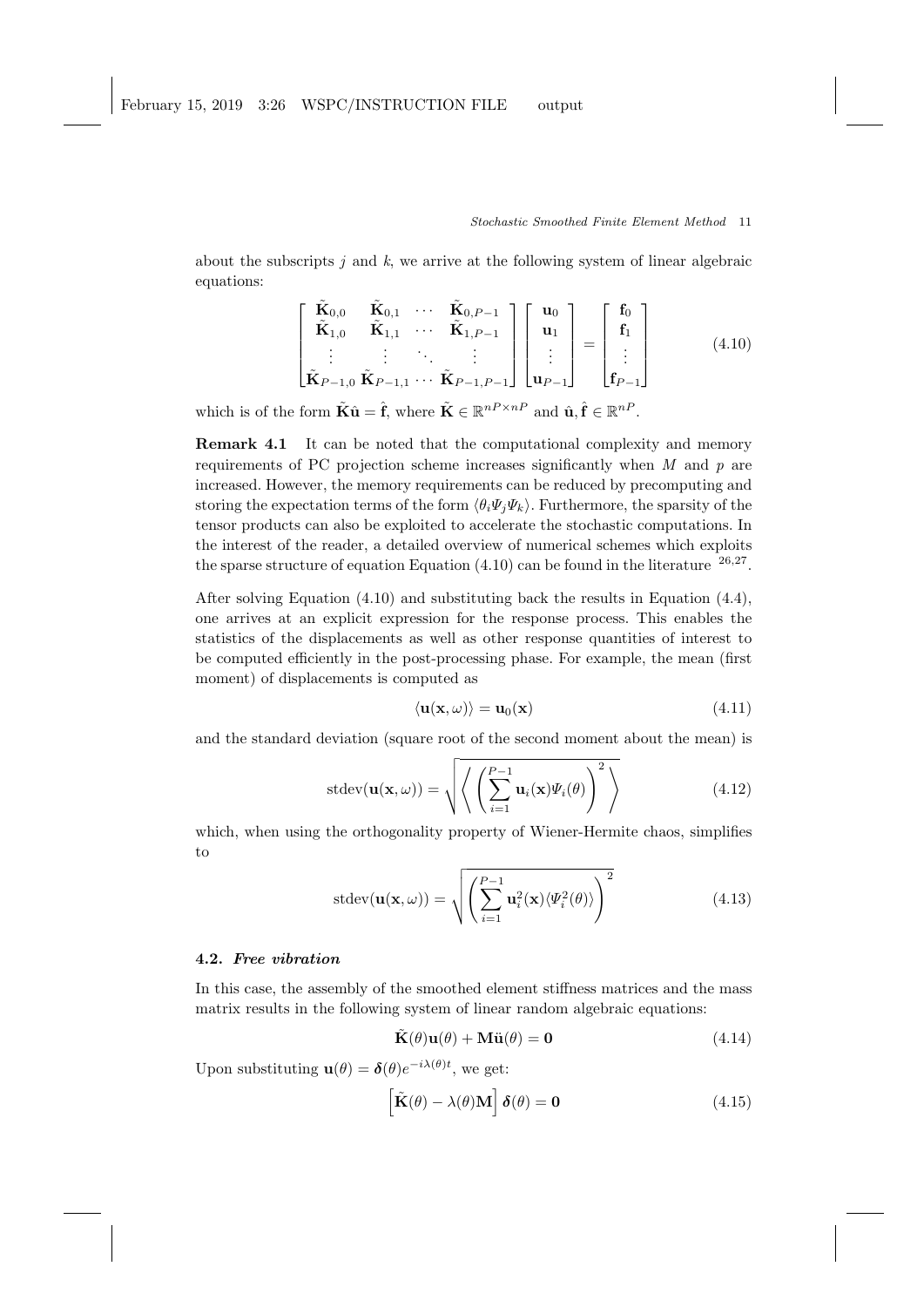about the subscripts $j$ and $k$, we arrive at the following system of linear algebraic equations:

$$
\begin{bmatrix}
\tilde{\mathbf{K}}_{0,0} & \tilde{\mathbf{K}}_{0,1} & \cdots & \tilde{\mathbf{K}}_{0,P-1} \\
\tilde{\mathbf{K}}_{1,0} & \tilde{\mathbf{K}}_{1,1} & \cdots & \tilde{\mathbf{K}}_{1,P-1} \\
\vdots & \vdots & \ddots & \vdots \\
\tilde{\mathbf{K}}_{P-1,0} & \tilde{\mathbf{K}}_{P-1,1} & \cdots & \tilde{\mathbf{K}}_{P-1,P-1}
\end{bmatrix}
\begin{bmatrix}
\mathbf{u}_0 \\ \mathbf{u}_1 \\ \vdots \\ \mathbf{u}_{P-1}
\end{bmatrix}
=
\begin{bmatrix}
\mathbf{f}_0 \\ \mathbf{f}_1 \\ \vdots \\ \mathbf{f}_{P-1}
\end{bmatrix}
\tag{4.10}
$$

which is of the form $\tilde{\mathbf{K}}\hat{\mathbf{u}} = \hat{\mathbf{f}}$, where $\tilde{\mathbf{K}} \in \mathbb{R}^{nP \times nP}$ and $\hat{\mathbf{u}}, \hat{\mathbf{f}} \in \mathbb{R}^{nP}$.

**Remark 4.1** It can be noted that the computational complexity and memory requirements of PC projection scheme increases significantly when $M$ and $p$ are increased. However, the memory requirements can be reduced by precomputing and storing the expectation terms of the form $\langle \theta_i \Psi_j \Psi_k \rangle$. Furthermore, the sparsity of the tensor products can also be exploited to accelerate the stochastic computations. In the interest of the reader, a detailed overview of numerical schemes which exploits the sparse structure of equation Equation (4.10) can be found in the literature [26,27].

After solving Equation (4.10) and substituting back the results in Equation (4.4), one arrives at an explicit expression for the response process. This enables the statistics of the displacements as well as other response quantities of interest to be computed efficiently in the post-processing phase. For example, the mean (first moment) of displacements is computed as

$$
\langle \mathbf{u}(\mathbf{x}, \omega) \rangle = \mathbf{u}_0(\mathbf{x}) \tag{4.11}
$$

and the standard deviation (square root of the second moment about the mean) is

$$
\mathrm{stdev}(\mathbf{u}(\mathbf{x}, \omega)) = \sqrt{\left\langle \left( \sum_{i=1}^{P-1} \mathbf{u}_i(\mathbf{x}) \Psi_i(\theta) \right)^2 \right\rangle} \tag{4.12}
$$

which, when using the orthogonality property of Wiener-Hermite chaos, simplifies to

$$
\mathrm{stdev}(\mathbf{u}(\mathbf{x}, \omega)) = \sqrt{\left( \sum_{i=1}^{P-1} \mathbf{u}_i^2(\mathbf{x}) \langle \Psi_i^2(\theta) \rangle \right)^2} \tag{4.13}
$$

### 4.2. *Free vibration*

In this case, the assembly of the smoothed element stiffness matrices and the mass matrix results in the following system of linear random algebraic equations:

$$
\tilde{\mathbf{K}}(\theta)\mathbf{u}(\theta) + \mathbf{M}\ddot{\mathbf{u}}(\theta) = \mathbf{0} \tag{4.14}
$$

Upon substituting $\mathbf{u}(\theta) = \boldsymbol{\delta}(\theta) e^{-i\lambda(\theta)t}$, we get:

$$
\left[ \tilde{\mathbf{K}}(\theta) - \lambda(\theta)\mathbf{M} \right] \boldsymbol{\delta}(\theta) = \mathbf{0} \tag{4.15}
$$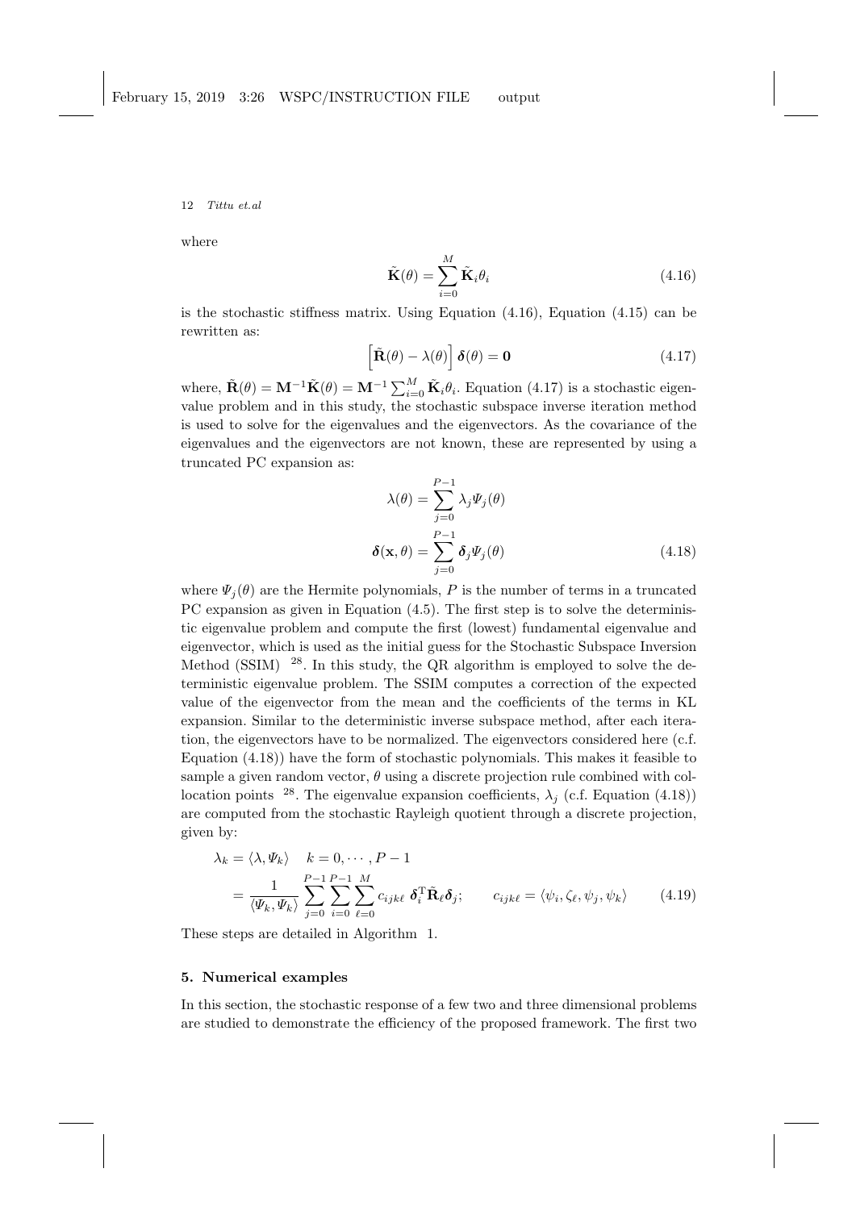where

$$\tilde{\mathbf{K}}(\theta) = \sum_{i=0}^{M} \tilde{\mathbf{K}}_i \theta_i \tag{4.16}$$

is the stochastic stiffness matrix. Using Equation (4.16), Equation (4.15) can be rewritten as:

$$\left[ \tilde{\mathbf{R}}(\theta) - \lambda(\theta) \right] \boldsymbol{\delta}(\theta) = \mathbf{0} \tag{4.17}$$

where, $\tilde{\mathbf{R}}(\theta) = \mathbf{M}^{-1}\tilde{\mathbf{K}}(\theta) = \mathbf{M}^{-1}\sum_{i=0}^{M}\tilde{\mathbf{K}}_i\theta_i$. Equation (4.17) is a stochastic eigenvalue problem and in this study, the stochastic subspace inverse iteration method is used to solve for the eigenvalues and the eigenvectors. As the covariance of the eigenvalues and the eigenvectors are not known, these are represented by using a truncated PC expansion as:

$$\lambda(\theta) = \sum_{j=0}^{P-1} \lambda_j \Psi_j(\theta)$$

$$\boldsymbol{\delta}(\mathbf{x}, \theta) = \sum_{j=0}^{P-1} \boldsymbol{\delta}_j \Psi_j(\theta) \tag{4.18}$$

where $\Psi_j(\theta)$ are the Hermite polynomials, $P$ is the number of terms in a truncated PC expansion as given in Equation (4.5). The first step is to solve the deterministic eigenvalue problem and compute the first (lowest) fundamental eigenvalue and eigenvector, which is used as the initial guess for the Stochastic Subspace Inversion Method (SSIM) [28]. In this study, the QR algorithm is employed to solve the deterministic eigenvalue problem. The SSIM computes a correction of the expected value of the eigenvector from the mean and the coefficients of the terms in KL expansion. Similar to the deterministic inverse subspace method, after each iteration, the eigenvectors have to be normalized. The eigenvectors considered here (c.f. Equation (4.18)) have the form of stochastic polynomials. This makes it feasible to sample a given random vector, $\theta$ using a discrete projection rule combined with collocation points [28]. The eigenvalue expansion coefficients, $\lambda_j$ (c.f. Equation (4.18)) are computed from the stochastic Rayleigh quotient through a discrete projection, given by:

$$\begin{aligned}
\lambda_k &= \langle \lambda, \Psi_k \rangle \quad k = 0, \cdots, P-1 \\
&= \frac{1}{\langle \Psi_k, \Psi_k \rangle} \sum_{j=0}^{P-1}\sum_{i=0}^{P-1}\sum_{\ell=0}^{M} c_{ijk\ell}\ \boldsymbol{\delta}_i^{\mathrm{T}} \tilde{\mathbf{R}}_\ell \boldsymbol{\delta}_j; \qquad c_{ijk\ell} = \langle \psi_i, \zeta_\ell, \psi_j, \psi_k \rangle
\end{aligned} \tag{4.19}$$

These steps are detailed in Algorithm 1.

## 5. Numerical examples

In this section, the stochastic response of a few two and three dimensional problems are studied to demonstrate the efficiency of the proposed framework. The first two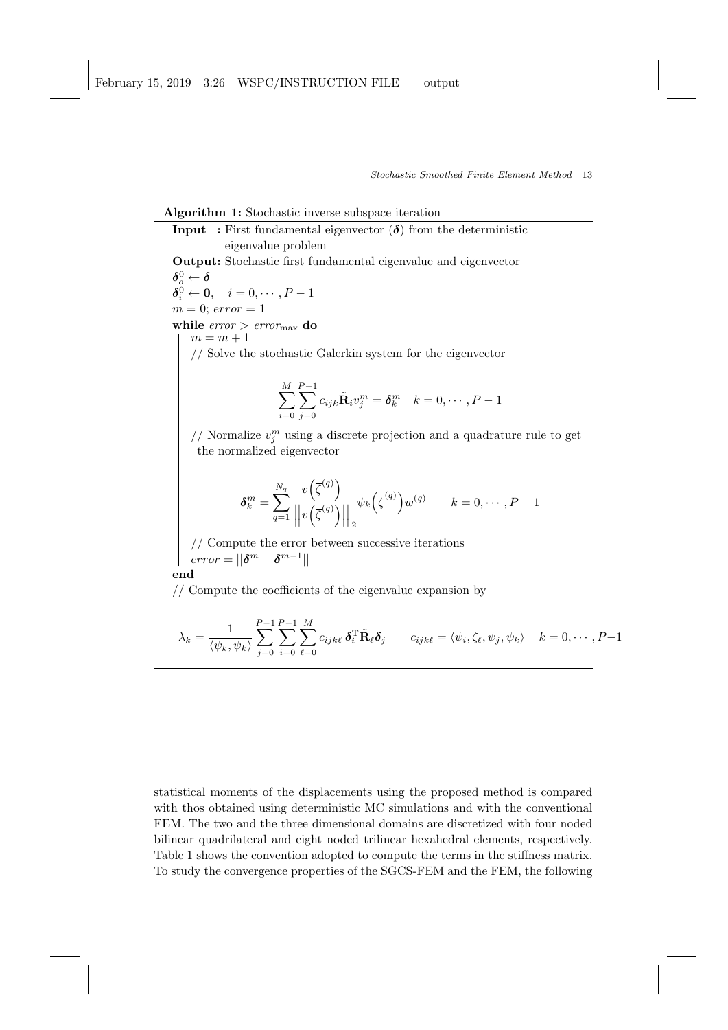**Algorithm 1:** Stochastic inverse subspace iteration

**Input :** First fundamental eigenvector ($\boldsymbol{\delta}$) from the deterministic eigenvalue problem

**Output:** Stochastic first fundamental eigenvalue and eigenvector

$\boldsymbol{\delta}_o^0 \leftarrow \boldsymbol{\delta}$

$\boldsymbol{\delta}_i^0 \leftarrow \mathbf{0}, \quad i = 0, \cdots, P-1$

$m = 0$; $error = 1$

**while** $error > error_{\max}$ **do**

   $m = m + 1$

   // Solve the stochastic Galerkin system for the eigenvector

$$\sum_{i=0}^{M} \sum_{j=0}^{P-1} c_{ijk} \tilde{\mathbf{R}}_i v_j^m = \boldsymbol{\delta}_k^m \quad k = 0, \cdots, P-1$$

   // Normalize $v_j^m$ using a discrete projection and a quadrature rule to get the normalized eigenvector

$$\boldsymbol{\delta}_k^m = \sum_{q=1}^{N_q} \frac{v\left(\overline{\zeta}^{(q)}\right)}{\left|\left|v\left(\overline{\zeta}^{(q)}\right)\right|\right|_2} \; \psi_k\left(\overline{\zeta}^{(q)}\right) w^{(q)} \qquad k = 0, \cdots, P-1$$

   // Compute the error between successive iterations

   $error = ||\boldsymbol{\delta}^m - \boldsymbol{\delta}^{m-1}||$

**end**

// Compute the coefficients of the eigenvalue expansion by

$$\lambda_k = \frac{1}{\langle \psi_k, \psi_k \rangle} \sum_{j=0}^{P-1} \sum_{i=0}^{P-1} \sum_{\ell=0}^{M} c_{ijk\ell} \, \boldsymbol{\delta}_i^{\mathrm{T}} \tilde{\mathbf{R}}_\ell \boldsymbol{\delta}_j \qquad c_{ijk\ell} = \langle \psi_i, \zeta_\ell, \psi_j, \psi_k \rangle \quad k = 0, \cdots, P-1$$

statistical moments of the displacements using the proposed method is compared with thos obtained using deterministic MC simulations and with the conventional FEM. The two and the three dimensional domains are discretized with four noded bilinear quadrilateral and eight noded trilinear hexahedral elements, respectively. Table 1 shows the convention adopted to compute the terms in the stiffness matrix. To study the convergence properties of the SGCS-FEM and the FEM, the following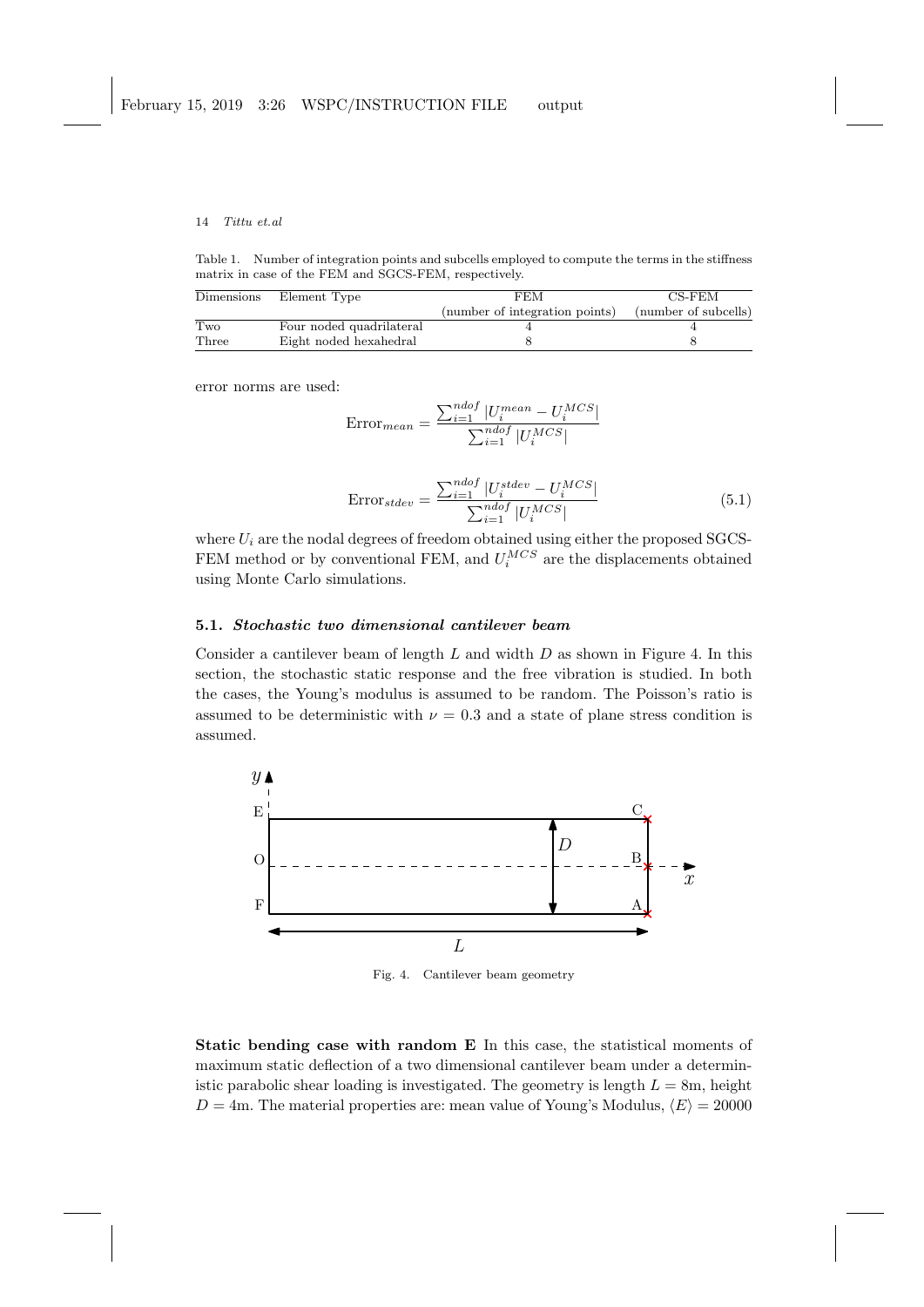Table 1. Number of integration points and subcells employed to compute the terms in the stiffness matrix in case of the FEM and SGCS-FEM, respectively.

| Dimensions | Element Type | FEM (number of integration points) | CS-FEM (number of subcells) |
|---|---|---|---|
| Two | Four noded quadrilateral | 4 | 4 |
| Three | Eight noded hexahedral | 8 | 8 |

error norms are used:

$$\text{Error}_{mean} = \frac{\sum_{i=1}^{ndof} |U_i^{mean} - U_i^{MCS}|}{\sum_{i=1}^{ndof} |U_i^{MCS}|}$$

$$\text{Error}_{stdev} = \frac{\sum_{i=1}^{ndof} |U_i^{stdev} - U_i^{MCS}|}{\sum_{i=1}^{ndof} |U_i^{MCS}|} \tag{5.1}$$

where $U_i$ are the nodal degrees of freedom obtained using either the proposed SGCS-FEM method or by conventional FEM, and $U_i^{MCS}$ are the displacements obtained using Monte Carlo simulations.

### 5.1. *Stochastic two dimensional cantilever beam*

Consider a cantilever beam of length $L$ and width $D$ as shown in Figure 4. In this section, the stochastic static response and the free vibration is studied. In both the cases, the Young's modulus is assumed to be random. The Poisson's ratio is assumed to be deterministic with $\nu = 0.3$ and a state of plane stress condition is assumed.

Fig. 4. Cantilever beam geometry

**Static bending case with random E** In this case, the statistical moments of maximum static deflection of a two dimensional cantilever beam under a deterministic parabolic shear loading is investigated. The geometry is length $L = 8$m, height $D = 4$m. The material properties are: mean value of Young's Modulus, $\langle E \rangle = 20000$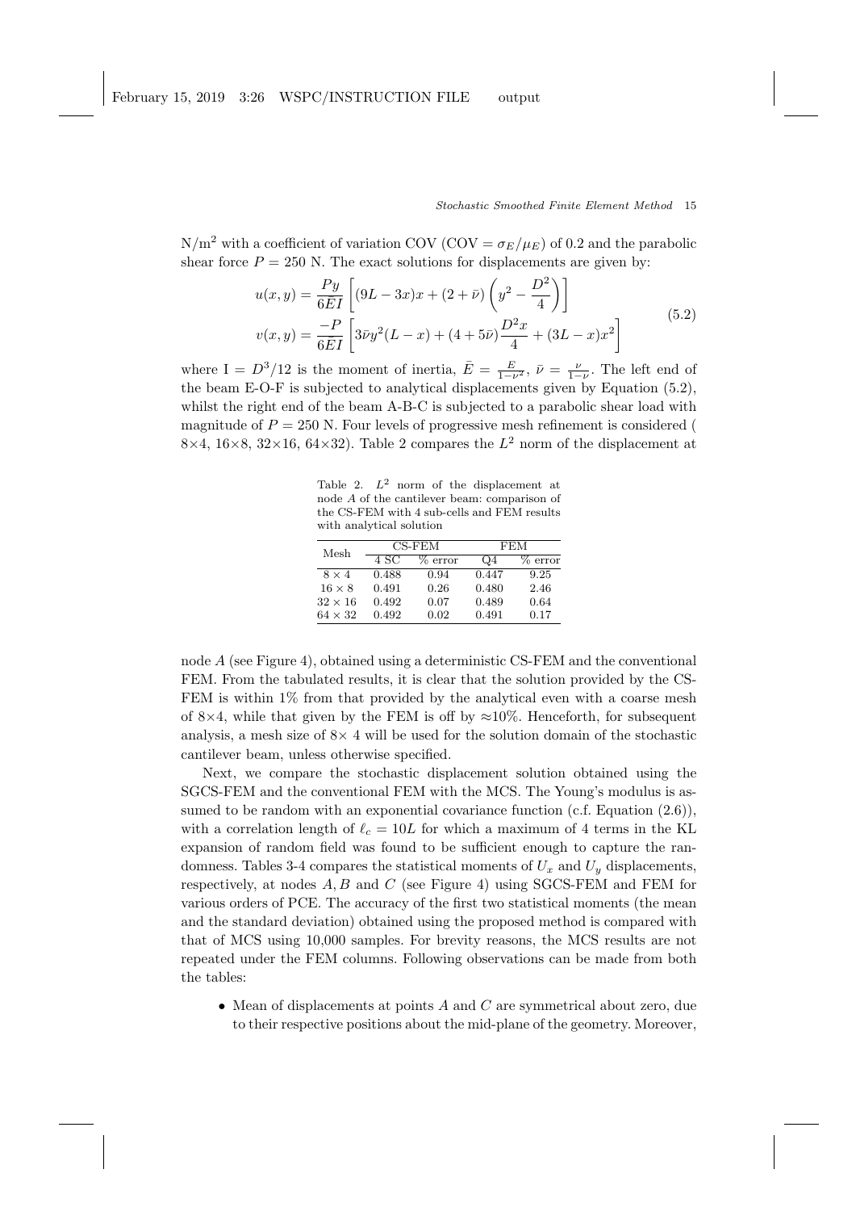N/m$^2$ with a coefficient of variation COV (COV $= \sigma_E/\mu_E$) of 0.2 and the parabolic shear force $P = 250$ N. The exact solutions for displacements are given by:

$$
\begin{aligned}
u(x,y) &= \frac{Py}{6\bar{E}I}\left[(9L-3x)x + (2+\bar{\nu})\left(y^2 - \frac{D^2}{4}\right)\right] \\
v(x,y) &= \frac{-P}{6\bar{E}I}\left[3\bar{\nu}y^2(L-x) + (4+5\bar{\nu})\frac{D^2 x}{4} + (3L-x)x^2\right]
\end{aligned}
\tag{5.2}
$$

where $\mathrm{I} = D^3/12$ is the moment of inertia, $\bar{E} = \frac{E}{1-\nu^2}$, $\bar{\nu} = \frac{\nu}{1-\nu}$. The left end of the beam E-O-F is subjected to analytical displacements given by Equation (5.2), whilst the right end of the beam A-B-C is subjected to a parabolic shear load with magnitude of $P = 250$ N. Four levels of progressive mesh refinement is considered ( 8×4, 16×8, 32×16, 64×32). Table 2 compares the $L^2$ norm of the displacement at node $A$ (see Figure 4), obtained using a deterministic CS-FEM and the conventional FEM. From the tabulated results, it is clear that the solution provided by the CS-FEM is within 1% from that provided by the analytical even with a coarse mesh of 8×4, while that given by the FEM is off by ≈10%. Henceforth, for subsequent analysis, a mesh size of 8× 4 will be used for the solution domain of the stochastic cantilever beam, unless otherwise specified.

Table 2. $L^2$ norm of the displacement at node $A$ of the cantilever beam: comparison of the CS-FEM with 4 sub-cells and FEM results with analytical solution

| Mesh | CS-FEM | | FEM | |
|---|---|---|---|---|
| | 4 SC | % error | Q4 | % error |
| 8 × 4 | 0.488 | 0.94 | 0.447 | 9.25 |
| 16 × 8 | 0.491 | 0.26 | 0.480 | 2.46 |
| 32 × 16 | 0.492 | 0.07 | 0.489 | 0.64 |
| 64 × 32 | 0.492 | 0.02 | 0.491 | 0.17 |

Next, we compare the stochastic displacement solution obtained using the SGCS-FEM and the conventional FEM with the MCS. The Young's modulus is assumed to be random with an exponential covariance function (c.f. Equation (2.6)), with a correlation length of $\ell_c = 10L$ for which a maximum of 4 terms in the KL expansion of random field was found to be sufficient enough to capture the randomness. Tables 3-4 compares the statistical moments of $U_x$ and $U_y$ displacements, respectively, at nodes $A, B$ and $C$ (see Figure 4) using SGCS-FEM and FEM for various orders of PCE. The accuracy of the first two statistical moments (the mean and the standard deviation) obtained using the proposed method is compared with that of MCS using 10,000 samples. For brevity reasons, the MCS results are not repeated under the FEM columns. Following observations can be made from both the tables:

- Mean of displacements at points $A$ and $C$ are symmetrical about zero, due to their respective positions about the mid-plane of the geometry. Moreover,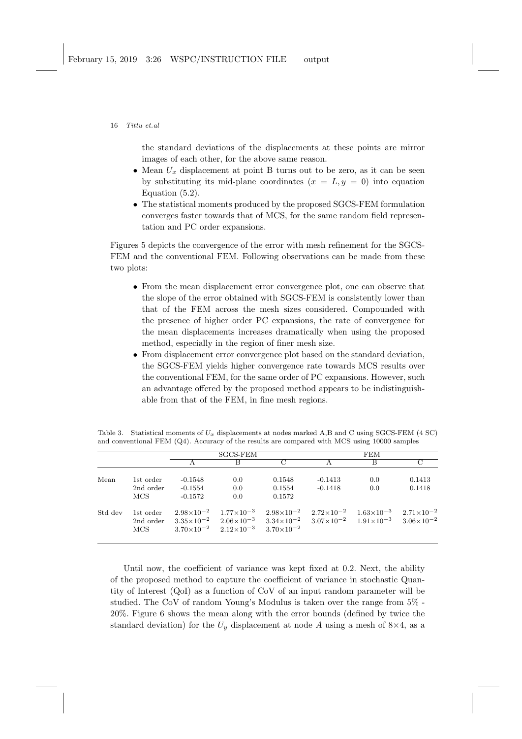the standard deviations of the displacements at these points are mirror images of each other, for the above same reason.

- Mean $U_x$ displacement at point B turns out to be zero, as it can be seen by substituting its mid-plane coordinates ($x = L, y = 0$) into equation Equation (5.2).
- The statistical moments produced by the proposed SGCS-FEM formulation converges faster towards that of MCS, for the same random field representation and PC order expansions.

Figures 5 depicts the convergence of the error with mesh refinement for the SGCS-FEM and the conventional FEM. Following observations can be made from these two plots:

- From the mean displacement error convergence plot, one can observe that the slope of the error obtained with SGCS-FEM is consistently lower than that of the FEM across the mesh sizes considered. Compounded with the presence of higher order PC expansions, the rate of convergence for the mean displacements increases dramatically when using the proposed method, especially in the region of finer mesh size.
- From displacement error convergence plot based on the standard deviation, the SGCS-FEM yields higher convergence rate towards MCS results over the conventional FEM, for the same order of PC expansions. However, such an advantage offered by the proposed method appears to be indistinguishable from that of the FEM, in fine mesh regions.

Table 3. Statistical moments of $U_x$ displacements at nodes marked A,B and C using SGCS-FEM (4 SC) and conventional FEM (Q4). Accuracy of the results are compared with MCS using 10000 samples

| | | SGCS-FEM | | | FEM | | |
|---|---|---|---|---|---|---|---|
| | | A | B | C | A | B | C |
| Mean | 1st order | -0.1548 | 0.0 | 0.1548 | -0.1413 | 0.0 | 0.1413 |
| | 2nd order | -0.1554 | 0.0 | 0.1554 | -0.1418 | 0.0 | 0.1418 |
| | MCS | -0.1572 | 0.0 | 0.1572 | | | |
| Std dev | 1st order | $2.98\times10^{-2}$ | $1.77\times10^{-3}$ | $2.98\times10^{-2}$ | $2.72\times10^{-2}$ | $1.63\times10^{-3}$ | $2.71\times10^{-2}$ |
| | 2nd order | $3.35\times10^{-2}$ | $2.06\times10^{-3}$ | $3.34\times10^{-2}$ | $3.07\times10^{-2}$ | $1.91\times10^{-3}$ | $3.06\times10^{-2}$ |
| | MCS | $3.70\times10^{-2}$ | $2.12\times10^{-3}$ | $3.70\times10^{-2}$ | | | |

Until now, the coefficient of variance was kept fixed at 0.2. Next, the ability of the proposed method to capture the coefficient of variance in stochastic Quantity of Interest (QoI) as a function of CoV of an input random parameter will be studied. The CoV of random Young's Modulus is taken over the range from 5% - 20%. Figure 6 shows the mean along with the error bounds (defined by twice the standard deviation) for the $U_y$ displacement at node $A$ using a mesh of 8×4, as a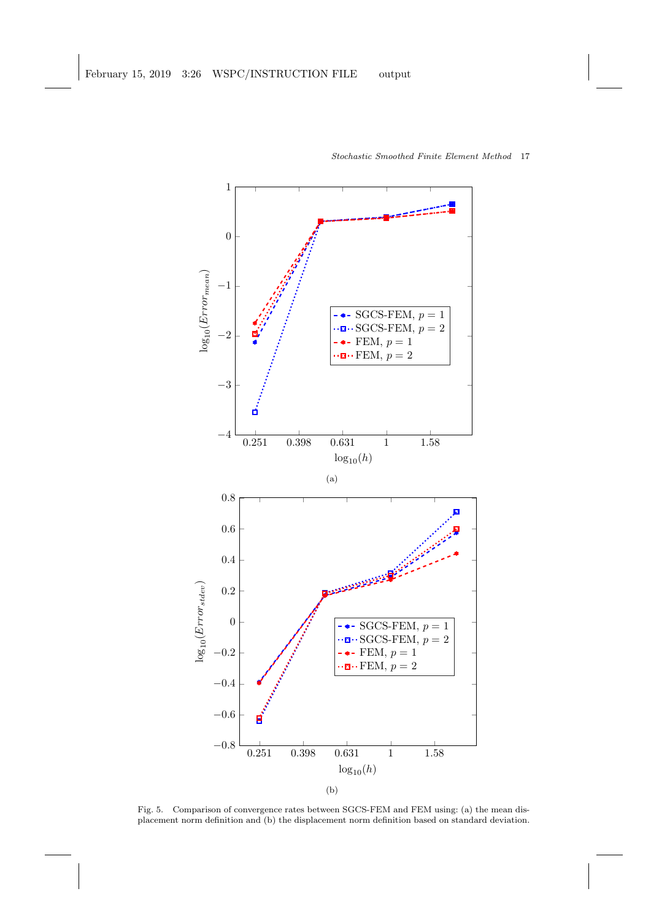(a)

(b)

Fig. 5. Comparison of convergence rates between SGCS-FEM and FEM using: (a) the mean displacement norm definition and (b) the displacement norm definition based on standard deviation.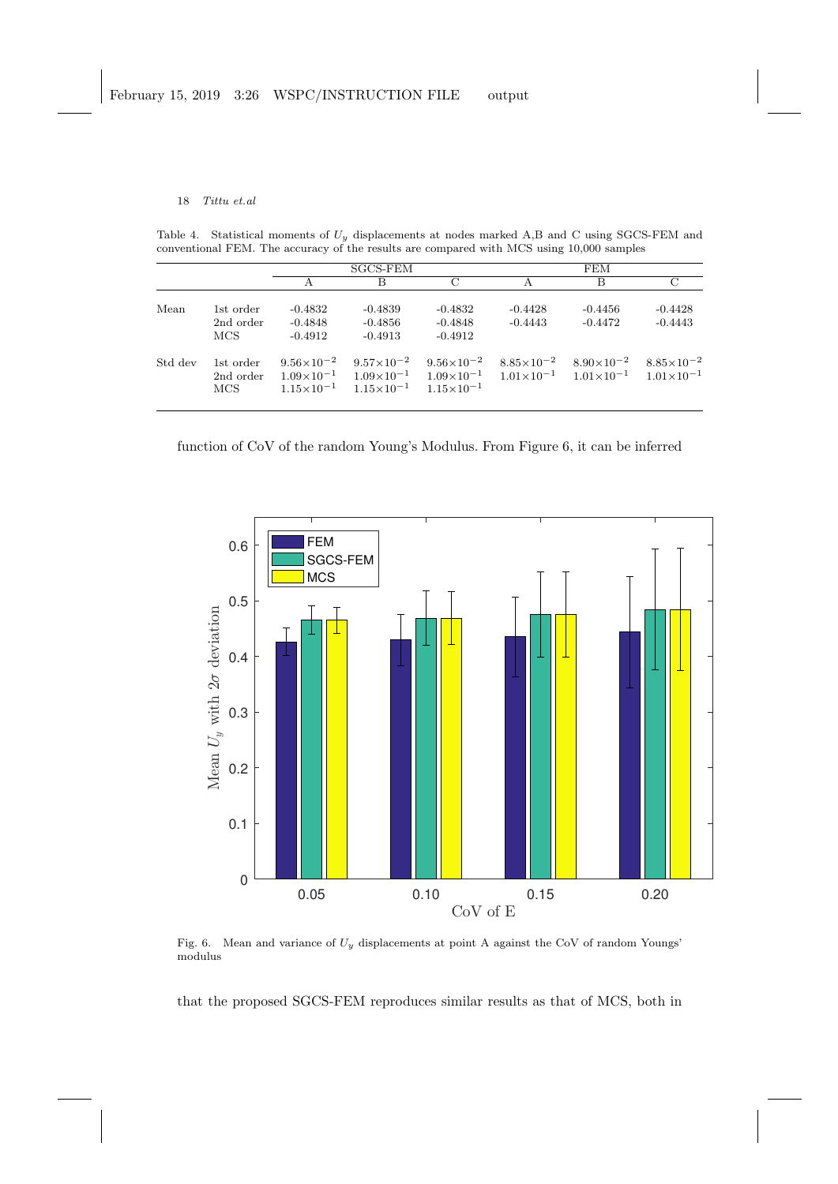Table 4. Statistical moments of $U_y$ displacements at nodes marked A,B and C using SGCS-FEM and conventional FEM. The accuracy of the results are compared with MCS using 10,000 samples

| | | SGCS-FEM | | | FEM | | |
|---|---|---|---|---|---|---|---|
| | | A | B | C | A | B | C |
| Mean | 1st order | -0.4832 | -0.4839 | -0.4832 | -0.4428 | -0.4456 | -0.4428 |
| | 2nd order | -0.4848 | -0.4856 | -0.4848 | -0.4443 | -0.4472 | -0.4443 |
| | MCS | -0.4912 | -0.4913 | -0.4912 | | | |
| Std dev | 1st order | $9.56\times10^{-2}$ | $9.57\times10^{-2}$ | $9.56\times10^{-2}$ | $8.85\times10^{-2}$ | $8.90\times10^{-2}$ | $8.85\times10^{-2}$ |
| | 2nd order | $1.09\times10^{-1}$ | $1.09\times10^{-1}$ | $1.09\times10^{-1}$ | $1.01\times10^{-1}$ | $1.01\times10^{-1}$ | $1.01\times10^{-1}$ |
| | MCS | $1.15\times10^{-1}$ | $1.15\times10^{-1}$ | $1.15\times10^{-1}$ | | | |

function of CoV of the random Young's Modulus. From Figure 6, it can be inferred

Fig. 6. Mean and variance of $U_y$ displacements at point A against the CoV of random Youngs' modulus

that the proposed SGCS-FEM reproduces similar results as that of MCS, both in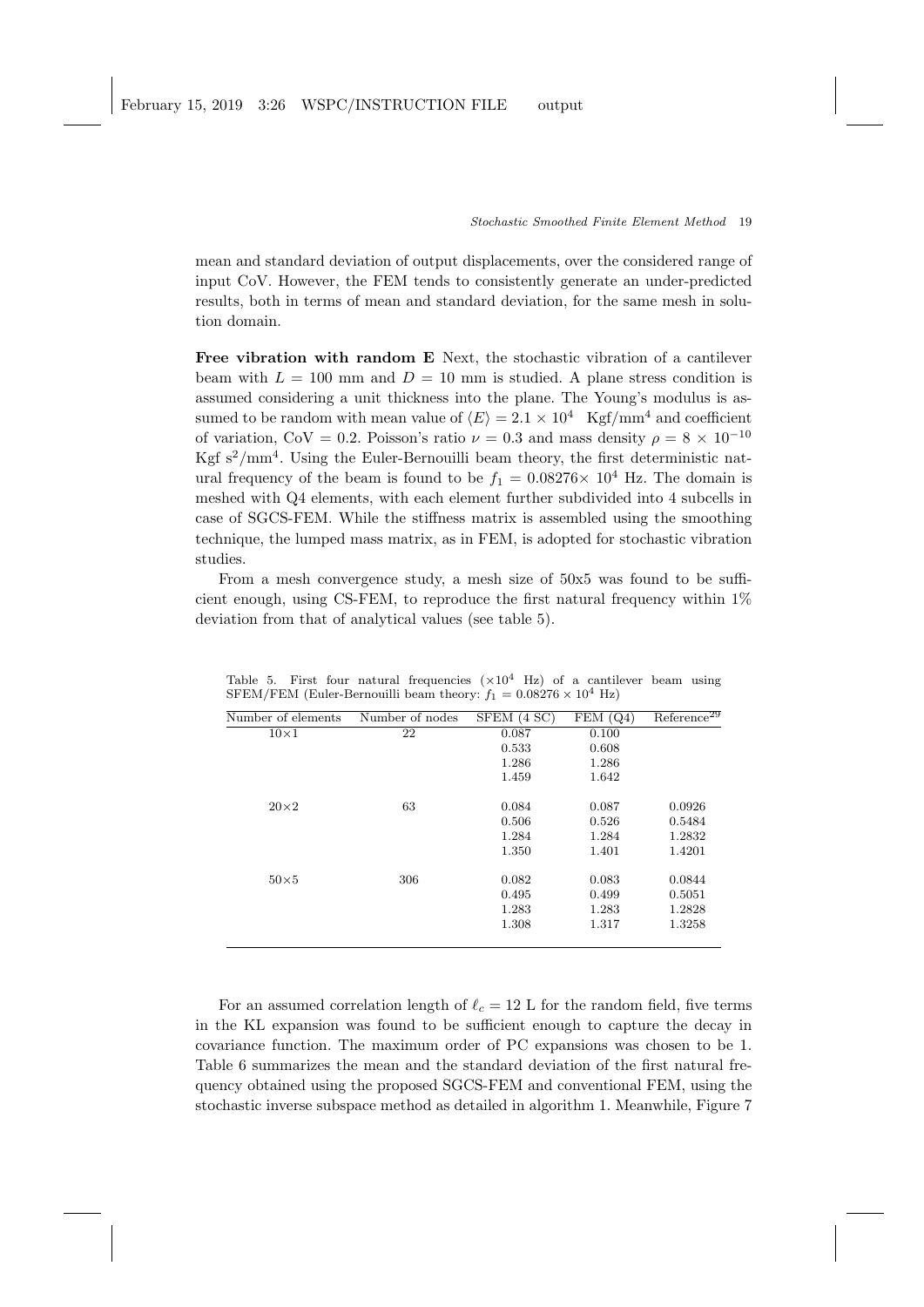mean and standard deviation of output displacements, over the considered range of input CoV. However, the FEM tends to consistently generate an under-predicted results, both in terms of mean and standard deviation, for the same mesh in solution domain.

**Free vibration with random E** Next, the stochastic vibration of a cantilever beam with $L = 100$ mm and $D = 10$ mm is studied. A plane stress condition is assumed considering a unit thickness into the plane. The Young's modulus is assumed to be random with mean value of $\langle E \rangle = 2.1 \times 10^4$ Kgf/mm$^4$ and coefficient of variation, CoV = 0.2. Poisson's ratio $\nu = 0.3$ and mass density $\rho = 8 \times 10^{-10}$ Kgf s$^2$/mm$^4$. Using the Euler-Bernouilli beam theory, the first deterministic natural frequency of the beam is found to be $f_1 = 0.08276 \times 10^4$ Hz. The domain is meshed with Q4 elements, with each element further subdivided into 4 subcells in case of SGCS-FEM. While the stiffness matrix is assembled using the smoothing technique, the lumped mass matrix, as in FEM, is adopted for stochastic vibration studies.

From a mesh convergence study, a mesh size of 50x5 was found to be sufficient enough, using CS-FEM, to reproduce the first natural frequency within 1% deviation from that of analytical values (see table 5).

Table 5. First four natural frequencies ($\times 10^4$ Hz) of a cantilever beam using SFEM/FEM (Euler-Bernouilli beam theory: $f_1 = 0.08276 \times 10^4$ Hz)

| Number of elements | Number of nodes | SFEM (4 SC) | FEM (Q4) | Reference[29] |
|---|---|---|---|---|
| 10×1 | 22 | 0.087 | 0.100 | |
| | | 0.533 | 0.608 | |
| | | 1.286 | 1.286 | |
| | | 1.459 | 1.642 | |
| 20×2 | 63 | 0.084 | 0.087 | 0.0926 |
| | | 0.506 | 0.526 | 0.5484 |
| | | 1.284 | 1.284 | 1.2832 |
| | | 1.350 | 1.401 | 1.4201 |
| 50×5 | 306 | 0.082 | 0.083 | 0.0844 |
| | | 0.495 | 0.499 | 0.5051 |
| | | 1.283 | 1.283 | 1.2828 |
| | | 1.308 | 1.317 | 1.3258 |

For an assumed correlation length of $\ell_c = 12$ L for the random field, five terms in the KL expansion was found to be sufficient enough to capture the decay in covariance function. The maximum order of PC expansions was chosen to be 1. Table 6 summarizes the mean and the standard deviation of the first natural frequency obtained using the proposed SGCS-FEM and conventional FEM, using the stochastic inverse subspace method as detailed in algorithm 1. Meanwhile, Figure 7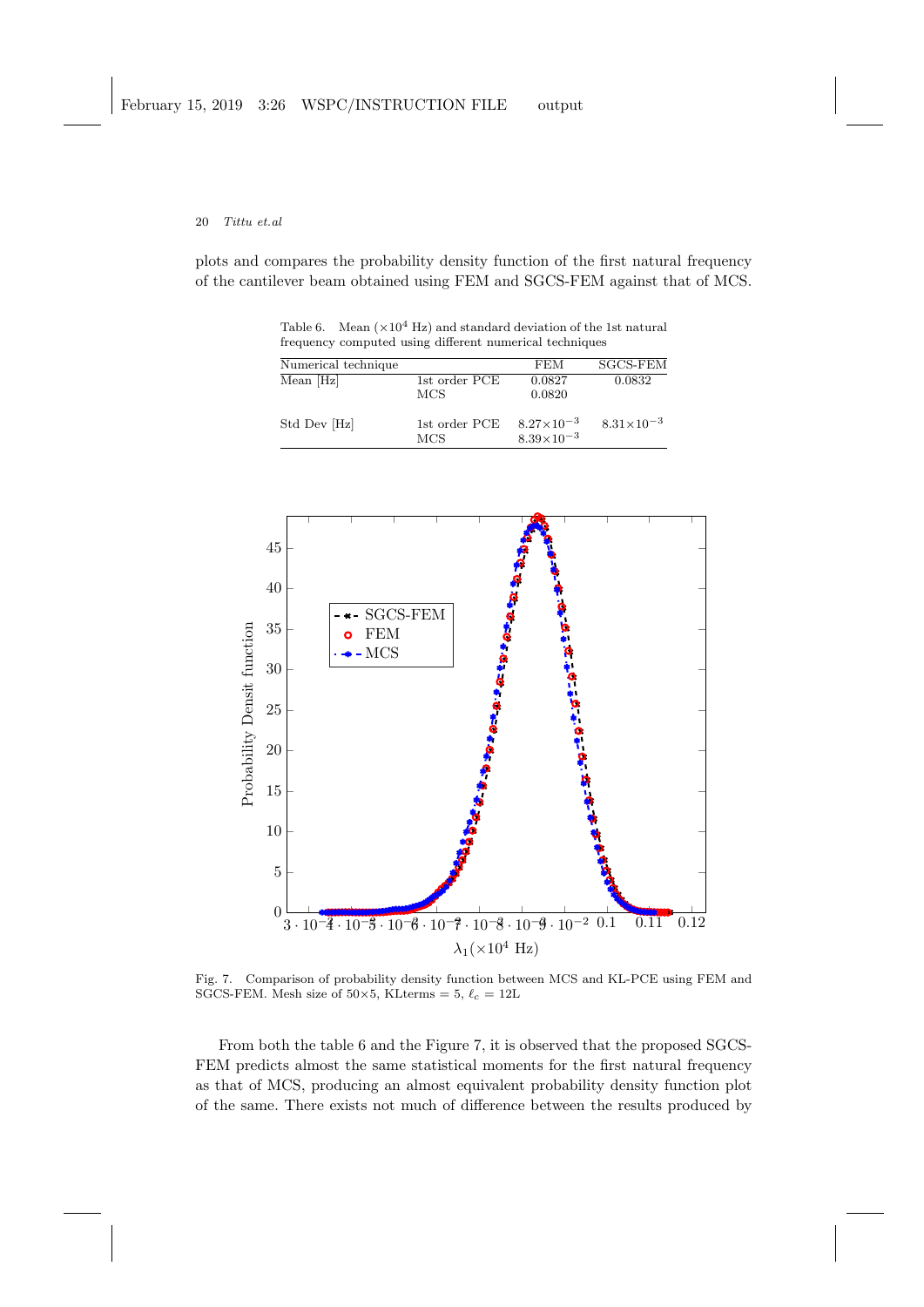plots and compares the probability density function of the first natural frequency of the cantilever beam obtained using FEM and SGCS-FEM against that of MCS.

Table 6. Mean ($\times 10^4$ Hz) and standard deviation of the 1st natural frequency computed using different numerical techniques

| Numerical technique | | FEM | SGCS-FEM |
|---|---|---|---|
| Mean [Hz] | 1st order PCE | 0.0827 | 0.0832 |
| | MCS | 0.0820 | |
| Std Dev [Hz] | 1st order PCE | $8.27\times10^{-3}$ | $8.31\times10^{-3}$ |
| | MCS | $8.39\times10^{-3}$ | |

Fig. 7. Comparison of probability density function between MCS and KL-PCE using FEM and SGCS-FEM. Mesh size of 50×5, KLterms = 5, $\ell_c$ = 12L

From both the table 6 and the Figure 7, it is observed that the proposed SGCS-FEM predicts almost the same statistical moments for the first natural frequency as that of MCS, producing an almost equivalent probability density function plot of the same. There exists not much of difference between the results produced by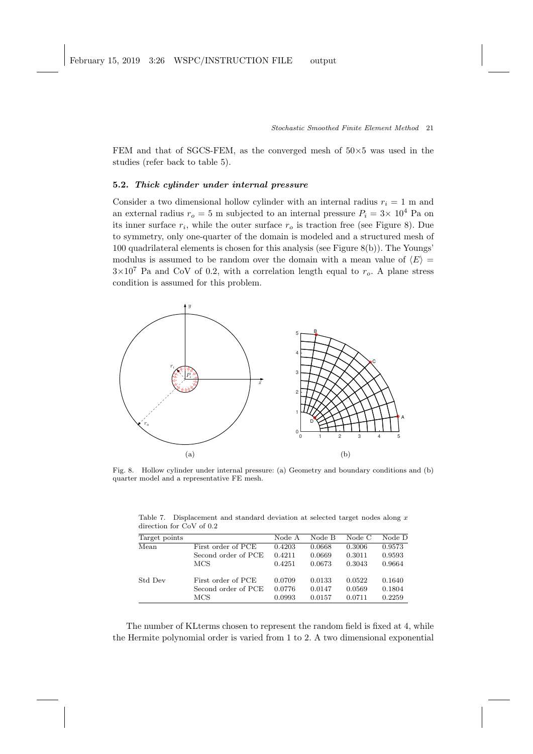FEM and that of SGCS-FEM, as the converged mesh of 50×5 was used in the studies (refer back to table 5).

### 5.2. *Thick cylinder under internal pressure*

Consider a two dimensional hollow cylinder with an internal radius $r_i = 1$ m and an external radius $r_o = 5$ m subjected to an internal pressure $P_i = 3\times 10^4$ Pa on its inner surface $r_i$, while the outer surface $r_o$ is traction free (see Figure 8). Due to symmetry, only one-quarter of the domain is modeled and a structured mesh of 100 quadrilateral elements is chosen for this analysis (see Figure 8(b)). The Youngs' modulus is assumed to be random over the domain with a mean value of $\langle E \rangle = 3\times 10^7$ Pa and CoV of 0.2, with a correlation length equal to $r_o$. A plane stress condition is assumed for this problem.

Fig. 8. Hollow cylinder under internal pressure: (a) Geometry and boundary conditions and (b) quarter model and a representative FE mesh.

Table 7. Displacement and standard deviation at selected target nodes along $x$ direction for CoV of 0.2

| Target points | | Node A | Node B | Node C | Node D |
|---|---|---|---|---|---|
| Mean | First order of PCE | 0.4203 | 0.0668 | 0.3006 | 0.9573 |
| | Second order of PCE | 0.4211 | 0.0669 | 0.3011 | 0.9593 |
| | MCS | 0.4251 | 0.0673 | 0.3043 | 0.9664 |
| Std Dev | First order of PCE | 0.0709 | 0.0133 | 0.0522 | 0.1640 |
| | Second order of PCE | 0.0776 | 0.0147 | 0.0569 | 0.1804 |
| | MCS | 0.0993 | 0.0157 | 0.0711 | 0.2259 |

The number of KLterms chosen to represent the random field is fixed at 4, while the Hermite polynomial order is varied from 1 to 2. A two dimensional exponential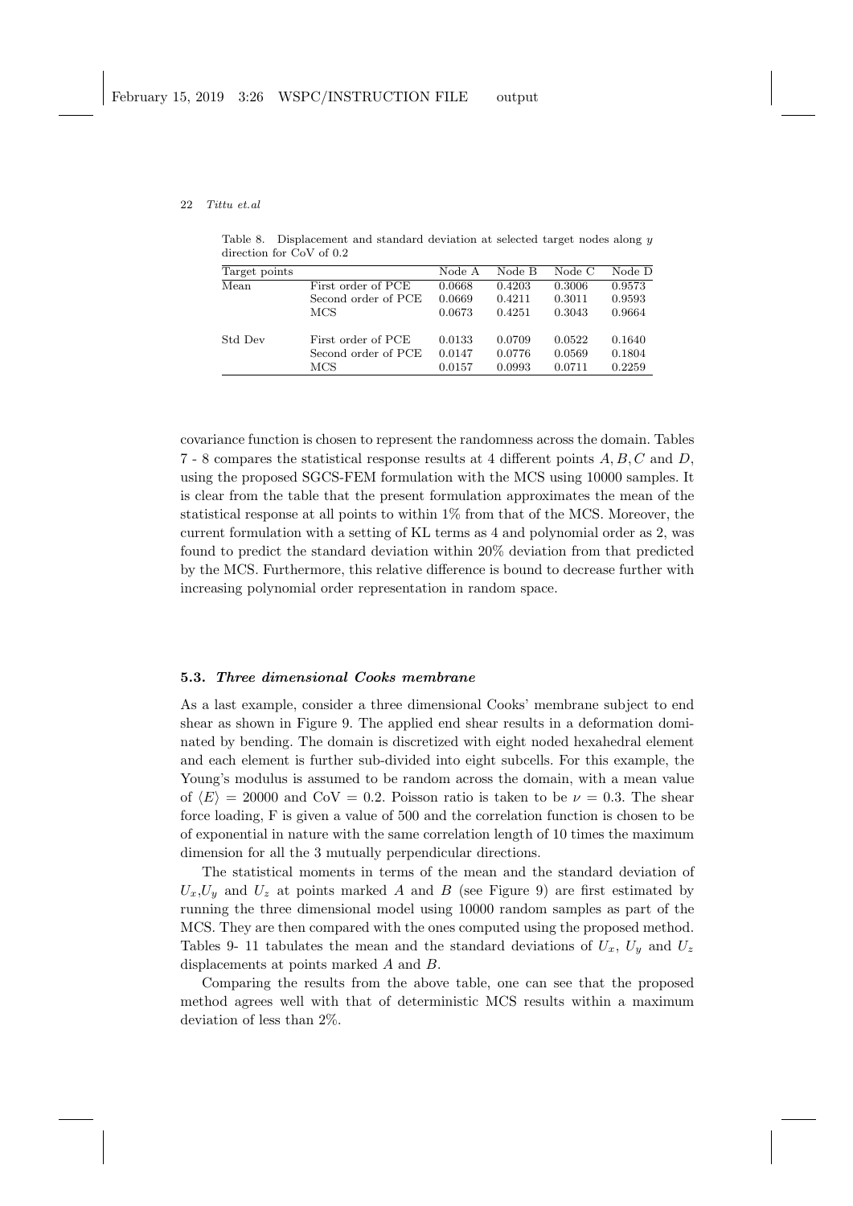Table 8. Displacement and standard deviation at selected target nodes along $y$ direction for CoV of 0.2

| Target points | | Node A | Node B | Node C | Node D |
|---|---|---|---|---|---|
| Mean | First order of PCE | 0.0668 | 0.4203 | 0.3006 | 0.9573 |
| | Second order of PCE | 0.0669 | 0.4211 | 0.3011 | 0.9593 |
| | MCS | 0.0673 | 0.4251 | 0.3043 | 0.9664 |
| Std Dev | First order of PCE | 0.0133 | 0.0709 | 0.0522 | 0.1640 |
| | Second order of PCE | 0.0147 | 0.0776 | 0.0569 | 0.1804 |
| | MCS | 0.0157 | 0.0993 | 0.0711 | 0.2259 |

covariance function is chosen to represent the randomness across the domain. Tables 7 - 8 compares the statistical response results at 4 different points $A, B, C$ and $D$, using the proposed SGCS-FEM formulation with the MCS using 10000 samples. It is clear from the table that the present formulation approximates the mean of the statistical response at all points to within 1% from that of the MCS. Moreover, the current formulation with a setting of KL terms as 4 and polynomial order as 2, was found to predict the standard deviation within 20% deviation from that predicted by the MCS. Furthermore, this relative difference is bound to decrease further with increasing polynomial order representation in random space.

### 5.3. *Three dimensional Cooks membrane*

As a last example, consider a three dimensional Cooks' membrane subject to end shear as shown in Figure 9. The applied end shear results in a deformation dominated by bending. The domain is discretized with eight noded hexahedral element and each element is further sub-divided into eight subcells. For this example, the Young's modulus is assumed to be random across the domain, with a mean value of $\langle E \rangle = 20000$ and CoV = 0.2. Poisson ratio is taken to be $\nu = 0.3$. The shear force loading, F is given a value of 500 and the correlation function is chosen to be of exponential in nature with the same correlation length of 10 times the maximum dimension for all the 3 mutually perpendicular directions.

The statistical moments in terms of the mean and the standard deviation of $U_x$,$U_y$ and $U_z$ at points marked $A$ and $B$ (see Figure 9) are first estimated by running the three dimensional model using 10000 random samples as part of the MCS. They are then compared with the ones computed using the proposed method. Tables 9- 11 tabulates the mean and the standard deviations of $U_x$, $U_y$ and $U_z$ displacements at points marked $A$ and $B$.

Comparing the results from the above table, one can see that the proposed method agrees well with that of deterministic MCS results within a maximum deviation of less than 2%.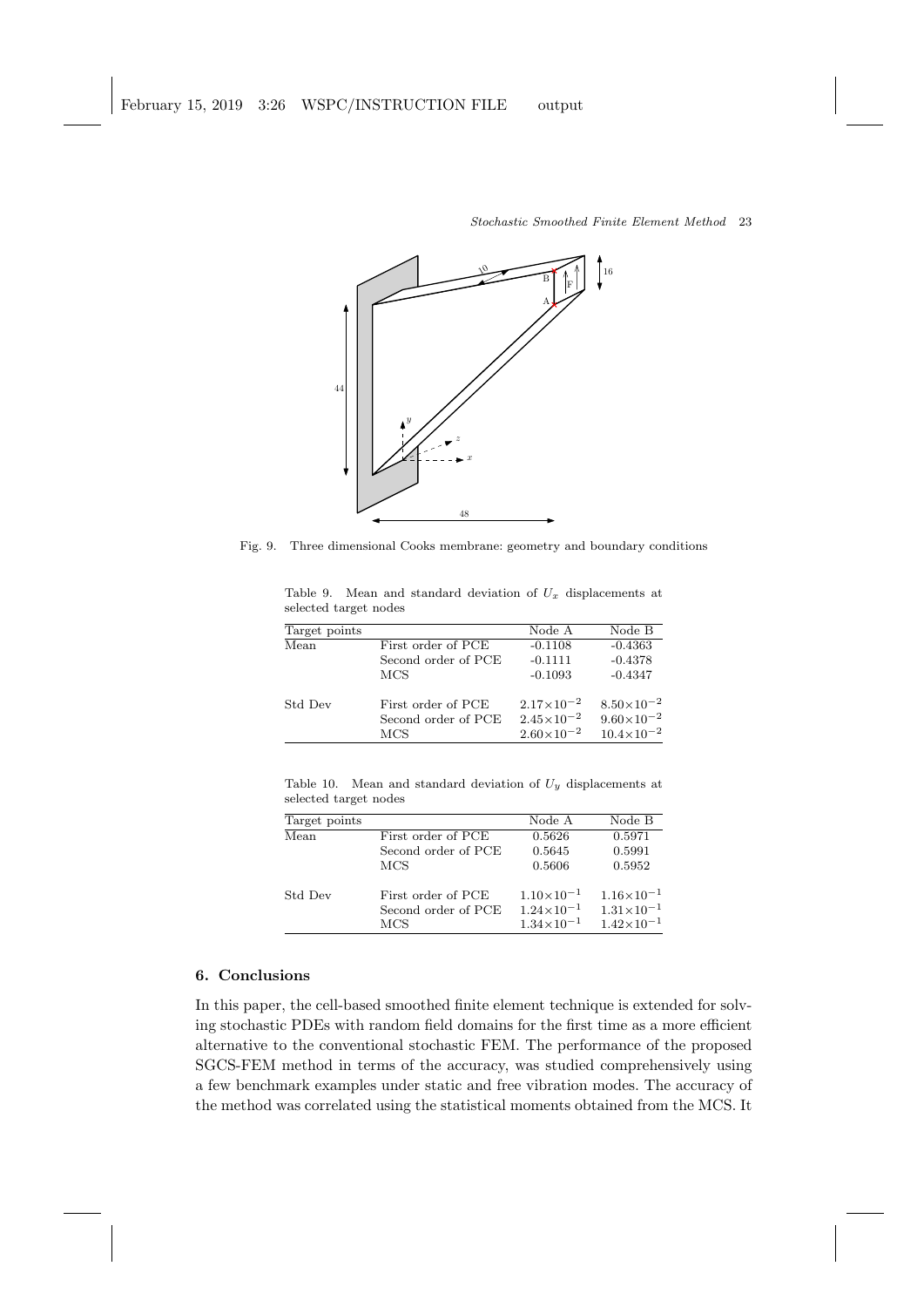Fig. 9. Three dimensional Cooks membrane: geometry and boundary conditions

Table 9. Mean and standard deviation of $U_x$ displacements at selected target nodes

| Target points | | Node A | Node B |
|---|---|---|---|
| Mean | First order of PCE | -0.1108 | -0.4363 |
| | Second order of PCE | -0.1111 | -0.4378 |
| | MCS | -0.1093 | -0.4347 |
| Std Dev | First order of PCE | $2.17\times10^{-2}$ | $8.50\times10^{-2}$ |
| | Second order of PCE | $2.45\times10^{-2}$ | $9.60\times10^{-2}$ |
| | MCS | $2.60\times10^{-2}$ | $10.4\times10^{-2}$ |

Table 10. Mean and standard deviation of $U_y$ displacements at selected target nodes

| Target points | | Node A | Node B |
|---|---|---|---|
| Mean | First order of PCE | 0.5626 | 0.5971 |
| | Second order of PCE | 0.5645 | 0.5991 |
| | MCS | 0.5606 | 0.5952 |
| Std Dev | First order of PCE | $1.10\times10^{-1}$ | $1.16\times10^{-1}$ |
| | Second order of PCE | $1.24\times10^{-1}$ | $1.31\times10^{-1}$ |
| | MCS | $1.34\times10^{-1}$ | $1.42\times10^{-1}$ |

## 6. Conclusions

In this paper, the cell-based smoothed finite element technique is extended for solving stochastic PDEs with random field domains for the first time as a more efficient alternative to the conventional stochastic FEM. The performance of the proposed SGCS-FEM method in terms of the accuracy, was studied comprehensively using a few benchmark examples under static and free vibration modes. The accuracy of the method was correlated using the statistical moments obtained from the MCS. It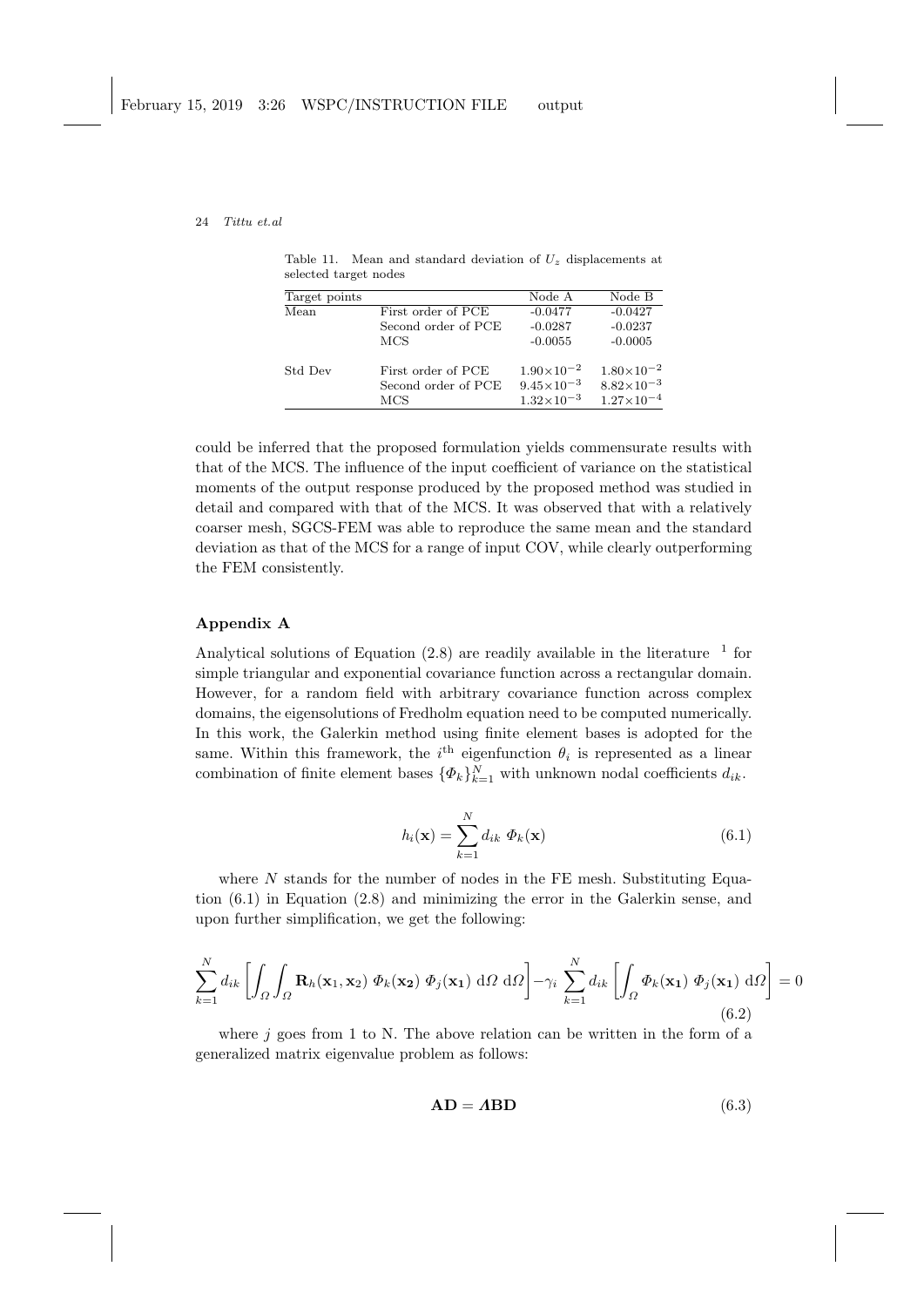Table 11. Mean and standard deviation of $U_z$ displacements at selected target nodes

| Target points | | Node A | Node B |
|---|---|---|---|
| Mean | First order of PCE | -0.0477 | -0.0427 |
| | Second order of PCE | -0.0287 | -0.0237 |
| | MCS | -0.0055 | -0.0005 |
| Std Dev | First order of PCE | $1.90\times10^{-2}$ | $1.80\times10^{-2}$ |
| | Second order of PCE | $9.45\times10^{-3}$ | $8.82\times10^{-3}$ |
| | MCS | $1.32\times10^{-3}$ | $1.27\times10^{-4}$ |

could be inferred that the proposed formulation yields commensurate results with that of the MCS. The influence of the input coefficient of variance on the statistical moments of the output response produced by the proposed method was studied in detail and compared with that of the MCS. It was observed that with a relatively coarser mesh, SGCS-FEM was able to reproduce the same mean and the standard deviation as that of the MCS for a range of input COV, while clearly outperforming the FEM consistently.

## Appendix A

Analytical solutions of Equation (2.8) are readily available in the literature [1] for simple triangular and exponential covariance function across a rectangular domain. However, for a random field with arbitrary covariance function across complex domains, the eigensolutions of Fredholm equation need to be computed numerically. In this work, the Galerkin method using finite element bases is adopted for the same. Within this framework, the $i^{\text{th}}$ eigenfunction $\theta_i$ is represented as a linear combination of finite element bases $\{\Phi_k\}_{k=1}^{N}$ with unknown nodal coefficients $d_{ik}$.

$$h_i(\mathbf{x}) = \sum_{k=1}^{N} d_{ik}\ \Phi_k(\mathbf{x}) \tag{6.1}$$

where $N$ stands for the number of nodes in the FE mesh. Substituting Equation (6.1) in Equation (2.8) and minimizing the error in the Galerkin sense, and upon further simplification, we get the following:

$$\sum_{k=1}^{N} d_{ik} \left[ \int_{\Omega} \int_{\Omega} \mathbf{R}_h(\mathbf{x}_1, \mathbf{x}_2)\ \Phi_k(\mathbf{x_2})\ \Phi_j(\mathbf{x_1})\ \mathrm{d}\Omega\ \mathrm{d}\Omega \right] - \gamma_i \sum_{k=1}^{N} d_{ik} \left[ \int_{\Omega} \Phi_k(\mathbf{x_1})\ \Phi_j(\mathbf{x_1})\ \mathrm{d}\Omega \right] = 0 \tag{6.2}$$

where $j$ goes from 1 to N. The above relation can be written in the form of a generalized matrix eigenvalue problem as follows:

$$\mathbf{AD} = \mathbf{\Lambda BD} \tag{6.3}$$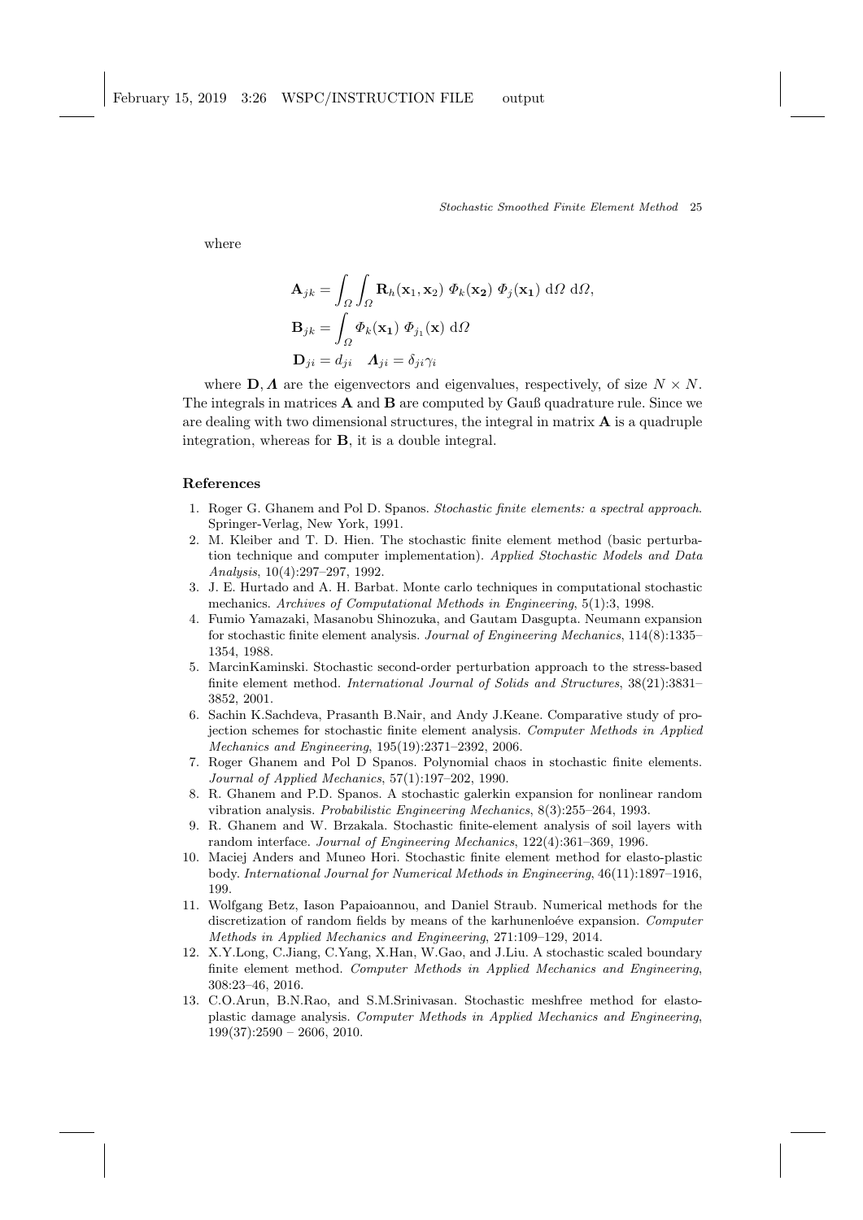where

$$\mathbf{A}_{jk} = \int_{\Omega} \int_{\Omega} \mathbf{R}_h(\mathbf{x}_1, \mathbf{x}_2)\ \Phi_k(\mathbf{x_2})\ \Phi_j(\mathbf{x_1})\ \mathrm{d}\Omega\ \mathrm{d}\Omega,$$

$$\mathbf{B}_{jk} = \int_{\Omega} \Phi_k(\mathbf{x_1})\ \Phi_{j_1}(\mathbf{x})\ \mathrm{d}\Omega$$

$$\mathbf{D}_{ji} = d_{ji} \quad \boldsymbol{\Lambda}_{ji} = \delta_{ji}\gamma_i$$

where $\mathbf{D}, \boldsymbol{\Lambda}$ are the eigenvectors and eigenvalues, respectively, of size $N \times N$. The integrals in matrices $\mathbf{A}$ and $\mathbf{B}$ are computed by Gauß quadrature rule. Since we are dealing with two dimensional structures, the integral in matrix $\mathbf{A}$ is a quadruple integration, whereas for $\mathbf{B}$, it is a double integral.

## References

1. Roger G. Ghanem and Pol D. Spanos. *Stochastic finite elements: a spectral approach*. Springer-Verlag, New York, 1991.
2. M. Kleiber and T. D. Hien. The stochastic finite element method (basic perturbation technique and computer implementation). *Applied Stochastic Models and Data Analysis*, 10(4):297–297, 1992.
3. J. E. Hurtado and A. H. Barbat. Monte carlo techniques in computational stochastic mechanics. *Archives of Computational Methods in Engineering*, 5(1):3, 1998.
4. Fumio Yamazaki, Masanobu Shinozuka, and Gautam Dasgupta. Neumann expansion for stochastic finite element analysis. *Journal of Engineering Mechanics*, 114(8):1335–1354, 1988.
5. MarcinKaminski. Stochastic second-order perturbation approach to the stress-based finite element method. *International Journal of Solids and Structures*, 38(21):3831–3852, 2001.
6. Sachin K.Sachdeva, Prasanth B.Nair, and Andy J.Keane. Comparative study of projection schemes for stochastic finite element analysis. *Computer Methods in Applied Mechanics and Engineering*, 195(19):2371–2392, 2006.
7. Roger Ghanem and Pol D Spanos. Polynomial chaos in stochastic finite elements. *Journal of Applied Mechanics*, 57(1):197–202, 1990.
8. R. Ghanem and P.D. Spanos. A stochastic galerkin expansion for nonlinear random vibration analysis. *Probabilistic Engineering Mechanics*, 8(3):255–264, 1993.
9. R. Ghanem and W. Brzakala. Stochastic finite-element analysis of soil layers with random interface. *Journal of Engineering Mechanics*, 122(4):361–369, 1996.
10. Maciej Anders and Muneo Hori. Stochastic finite element method for elasto-plastic body. *International Journal for Numerical Methods in Engineering*, 46(11):1897–1916, 199.
11. Wolfgang Betz, Iason Papaioannou, and Daniel Straub. Numerical methods for the discretization of random fields by means of the karhunenloéve expansion. *Computer Methods in Applied Mechanics and Engineering*, 271:109–129, 2014.
12. X.Y.Long, C.Jiang, C.Yang, X.Han, W.Gao, and J.Liu. A stochastic scaled boundary finite element method. *Computer Methods in Applied Mechanics and Engineering*, 308:23–46, 2016.
13. C.O.Arun, B.N.Rao, and S.M.Srinivasan. Stochastic meshfree method for elasto-plastic damage analysis. *Computer Methods in Applied Mechanics and Engineering*, 199(37):2590 – 2606, 2010.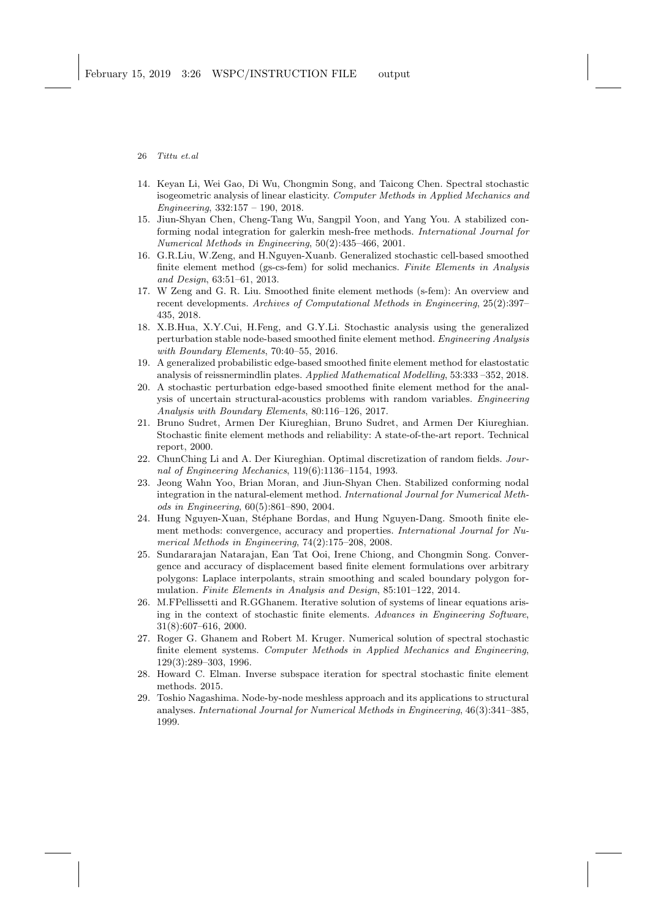14. Keyan Li, Wei Gao, Di Wu, Chongmin Song, and Taicong Chen. Spectral stochastic isogeometric analysis of linear elasticity. *Computer Methods in Applied Mechanics and Engineering*, 332:157 – 190, 2018.
15. Jiun-Shyan Chen, Cheng-Tang Wu, Sangpil Yoon, and Yang You. A stabilized conforming nodal integration for galerkin mesh-free methods. *International Journal for Numerical Methods in Engineering*, 50(2):435–466, 2001.
16. G.R.Liu, W.Zeng, and H.Nguyen-Xuanb. Generalized stochastic cell-based smoothed finite element method (gs-cs-fem) for solid mechanics. *Finite Elements in Analysis and Design*, 63:51–61, 2013.
17. W Zeng and G. R. Liu. Smoothed finite element methods (s-fem): An overview and recent developments. *Archives of Computational Methods in Engineering*, 25(2):397–435, 2018.
18. X.B.Hua, X.Y.Cui, H.Feng, and G.Y.Li. Stochastic analysis using the generalized perturbation stable node-based smoothed finite element method. *Engineering Analysis with Boundary Elements*, 70:40–55, 2016.
19. A generalized probabilistic edge-based smoothed finite element method for elastostatic analysis of reissnermindlin plates. *Applied Mathematical Modelling*, 53:333 –352, 2018.
20. A stochastic perturbation edge-based smoothed finite element method for the analysis of uncertain structural-acoustics problems with random variables. *Engineering Analysis with Boundary Elements*, 80:116–126, 2017.
21. Bruno Sudret, Armen Der Kiureghian, Bruno Sudret, and Armen Der Kiureghian. Stochastic finite element methods and reliability: A state-of-the-art report. Technical report, 2000.
22. ChunChing Li and A. Der Kiureghian. Optimal discretization of random fields. *Journal of Engineering Mechanics*, 119(6):1136–1154, 1993.
23. Jeong Wahn Yoo, Brian Moran, and Jiun-Shyan Chen. Stabilized conforming nodal integration in the natural-element method. *International Journal for Numerical Methods in Engineering*, 60(5):861–890, 2004.
24. Hung Nguyen-Xuan, Stéphane Bordas, and Hung Nguyen-Dang. Smooth finite element methods: convergence, accuracy and properties. *International Journal for Numerical Methods in Engineering*, 74(2):175–208, 2008.
25. Sundararajan Natarajan, Ean Tat Ooi, Irene Chiong, and Chongmin Song. Convergence and accuracy of displacement based finite element formulations over arbitrary polygons: Laplace interpolants, strain smoothing and scaled boundary polygon formulation. *Finite Elements in Analysis and Design*, 85:101–122, 2014.
26. M.FPellissetti and R.GGhanem. Iterative solution of systems of linear equations arising in the context of stochastic finite elements. *Advances in Engineering Software*, 31(8):607–616, 2000.
27. Roger G. Ghanem and Robert M. Kruger. Numerical solution of spectral stochastic finite element systems. *Computer Methods in Applied Mechanics and Engineering*, 129(3):289–303, 1996.
28. Howard C. Elman. Inverse subspace iteration for spectral stochastic finite element methods. 2015.
29. Toshio Nagashima. Node-by-node meshless approach and its applications to structural analyses. *International Journal for Numerical Methods in Engineering*, 46(3):341–385, 1999.